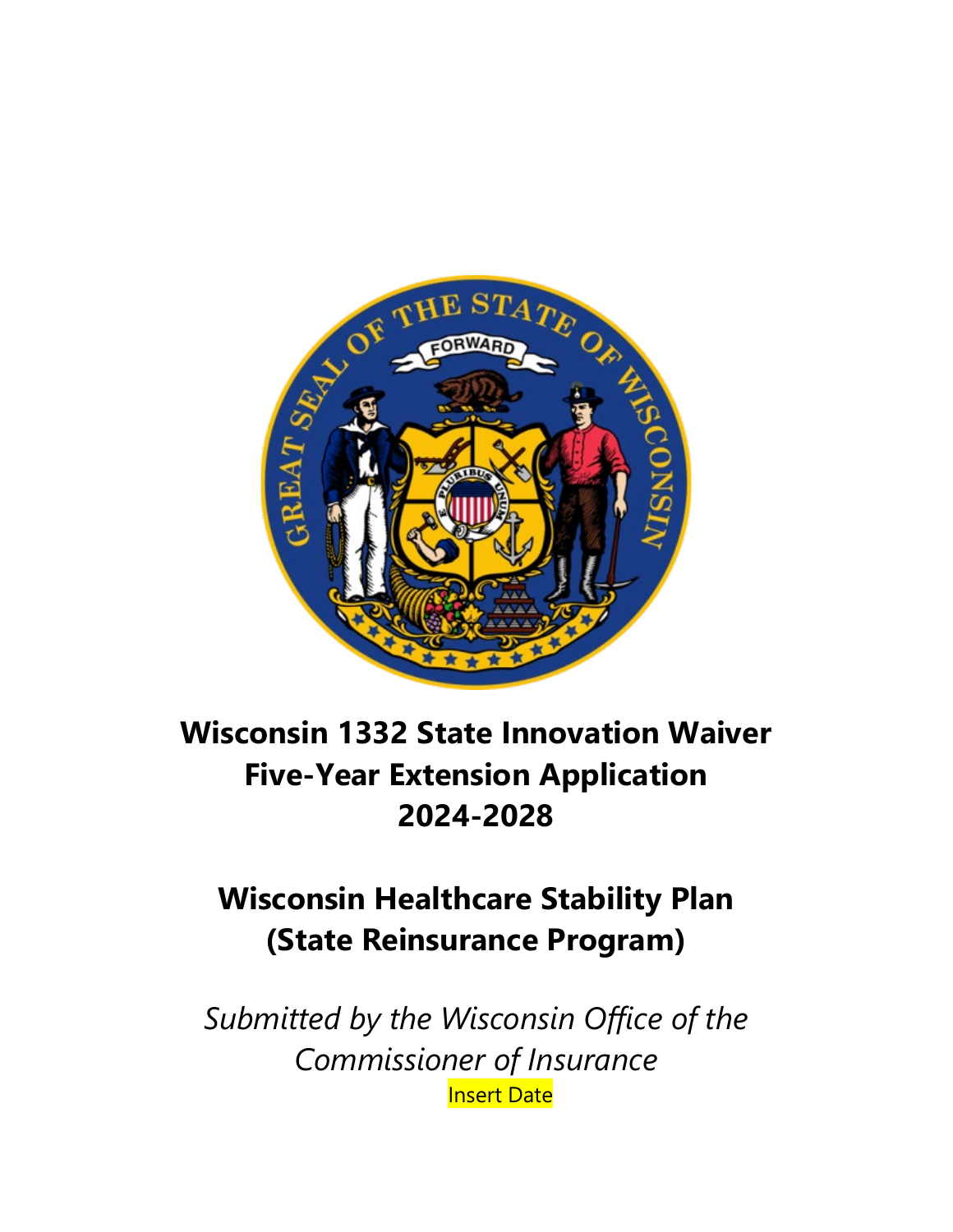# Wisconsin 1332 State Innovation Waiver Five-Year Extension Application 2024-2028

# Wisconsin Healthcare Stability Plan (State Reinsurance Program)

*Submitted by the Wisconsin Office of the Commissioner of Insurance*

Insert Date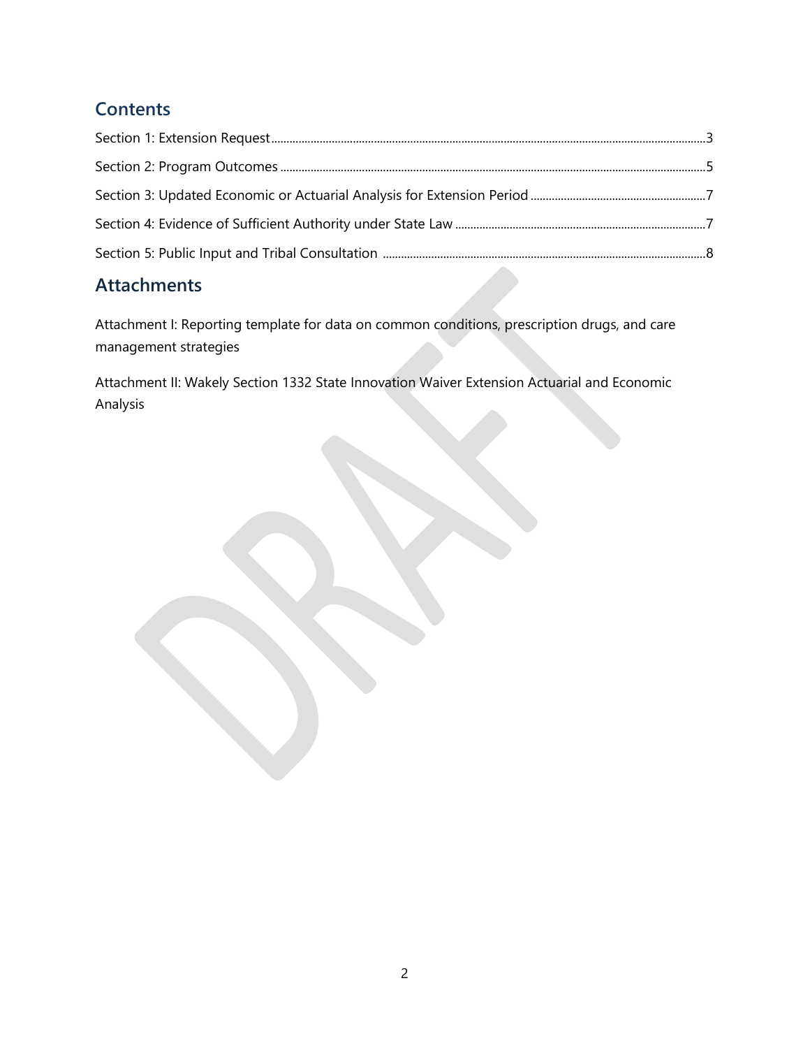## Contents

Section 1: Extension Request ....................................................................................................................................3

Section 2: Program Outcomes ..................................................................................................................................5

Section 3: Updated Economic or Actuarial Analysis for Extension Period ...........................................................7

Section 4: Evidence of Sufficient Authority under State Law ...................................................................................7

Section 5: Public Input and Tribal Consultation ...........................................................................................................8

## Attachments

Attachment I: Reporting template for data on common conditions, prescription drugs, and care management strategies

Attachment II: Wakely Section 1332 State Innovation Waiver Extension Actuarial and Economic Analysis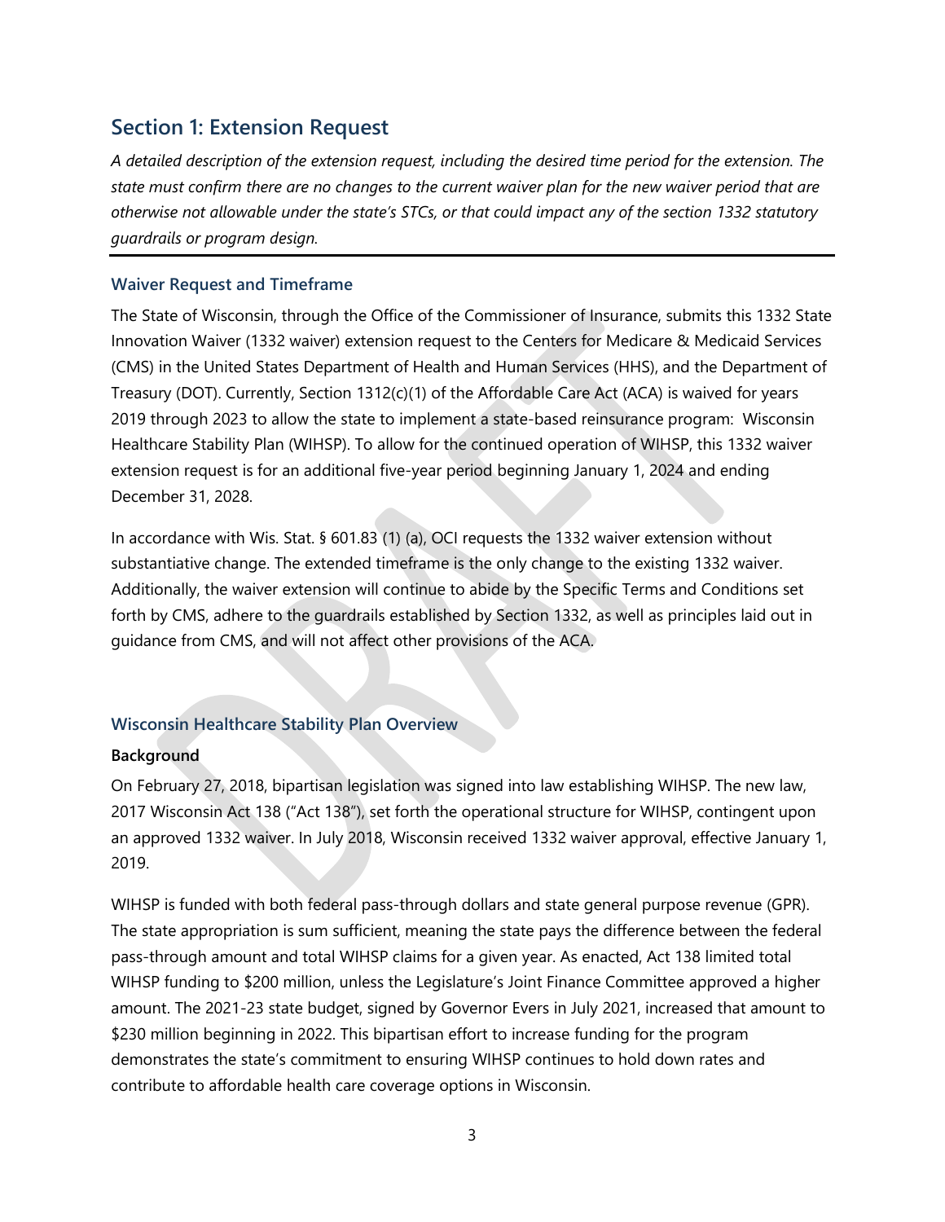## Section 1: Extension Request

*A detailed description of the extension request, including the desired time period for the extension. The state must confirm there are no changes to the current waiver plan for the new waiver period that are otherwise not allowable under the state's STCs, or that could impact any of the section 1332 statutory guardrails or program design.*

### Waiver Request and Timeframe

The State of Wisconsin, through the Office of the Commissioner of Insurance, submits this 1332 State Innovation Waiver (1332 waiver) extension request to the Centers for Medicare & Medicaid Services (CMS) in the United States Department of Health and Human Services (HHS), and the Department of Treasury (DOT). Currently, Section 1312(c)(1) of the Affordable Care Act (ACA) is waived for years 2019 through 2023 to allow the state to implement a state-based reinsurance program: Wisconsin Healthcare Stability Plan (WIHSP). To allow for the continued operation of WIHSP, this 1332 waiver extension request is for an additional five-year period beginning January 1, 2024 and ending December 31, 2028.

In accordance with Wis. Stat. § 601.83 (1) (a), OCI requests the 1332 waiver extension without substantiative change. The extended timeframe is the only change to the existing 1332 waiver. Additionally, the waiver extension will continue to abide by the Specific Terms and Conditions set forth by CMS, adhere to the guardrails established by Section 1332, as well as principles laid out in guidance from CMS, and will not affect other provisions of the ACA.

### Wisconsin Healthcare Stability Plan Overview

**Background**

On February 27, 2018, bipartisan legislation was signed into law establishing WIHSP. The new law, 2017 Wisconsin Act 138 ("Act 138"), set forth the operational structure for WIHSP, contingent upon an approved 1332 waiver. In July 2018, Wisconsin received 1332 waiver approval, effective January 1, 2019.

WIHSP is funded with both federal pass-through dollars and state general purpose revenue (GPR). The state appropriation is sum sufficient, meaning the state pays the difference between the federal pass-through amount and total WIHSP claims for a given year. As enacted, Act 138 limited total WIHSP funding to $200 million, unless the Legislature's Joint Finance Committee approved a higher amount. The 2021-23 state budget, signed by Governor Evers in July 2021, increased that amount to $230 million beginning in 2022. This bipartisan effort to increase funding for the program demonstrates the state's commitment to ensuring WIHSP continues to hold down rates and contribute to affordable health care coverage options in Wisconsin.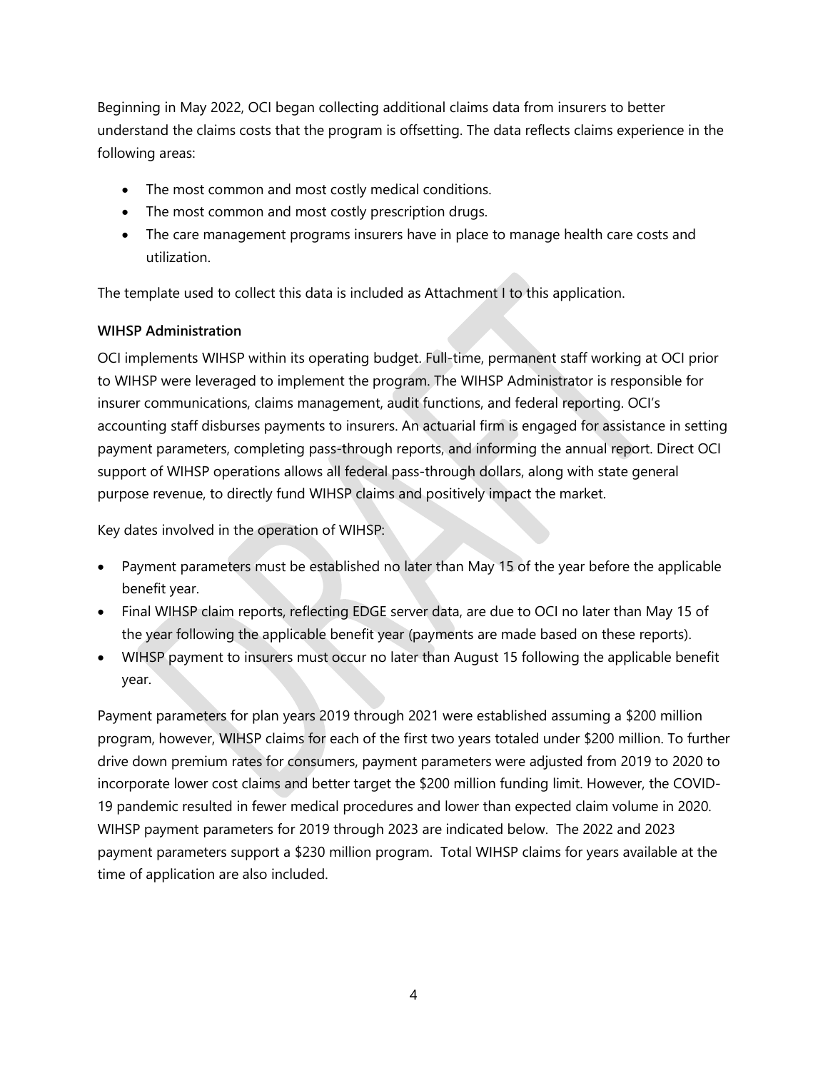Beginning in May 2022, OCI began collecting additional claims data from insurers to better understand the claims costs that the program is offsetting. The data reflects claims experience in the following areas:

- The most common and most costly medical conditions.
- The most common and most costly prescription drugs.
- The care management programs insurers have in place to manage health care costs and utilization.

The template used to collect this data is included as Attachment I to this application.

**WIHSP Administration**

OCI implements WIHSP within its operating budget. Full-time, permanent staff working at OCI prior to WIHSP were leveraged to implement the program. The WIHSP Administrator is responsible for insurer communications, claims management, audit functions, and federal reporting. OCI's accounting staff disburses payments to insurers. An actuarial firm is engaged for assistance in setting payment parameters, completing pass-through reports, and informing the annual report. Direct OCI support of WIHSP operations allows all federal pass-through dollars, along with state general purpose revenue, to directly fund WIHSP claims and positively impact the market.

Key dates involved in the operation of WIHSP:

- Payment parameters must be established no later than May 15 of the year before the applicable benefit year.
- Final WIHSP claim reports, reflecting EDGE server data, are due to OCI no later than May 15 of the year following the applicable benefit year (payments are made based on these reports).
- WIHSP payment to insurers must occur no later than August 15 following the applicable benefit year.

Payment parameters for plan years 2019 through 2021 were established assuming a $200 million program, however, WIHSP claims for each of the first two years totaled under $200 million. To further drive down premium rates for consumers, payment parameters were adjusted from 2019 to 2020 to incorporate lower cost claims and better target the $200 million funding limit. However, the COVID-19 pandemic resulted in fewer medical procedures and lower than expected claim volume in 2020. WIHSP payment parameters for 2019 through 2023 are indicated below. The 2022 and 2023 payment parameters support a $230 million program. Total WIHSP claims for years available at the time of application are also included.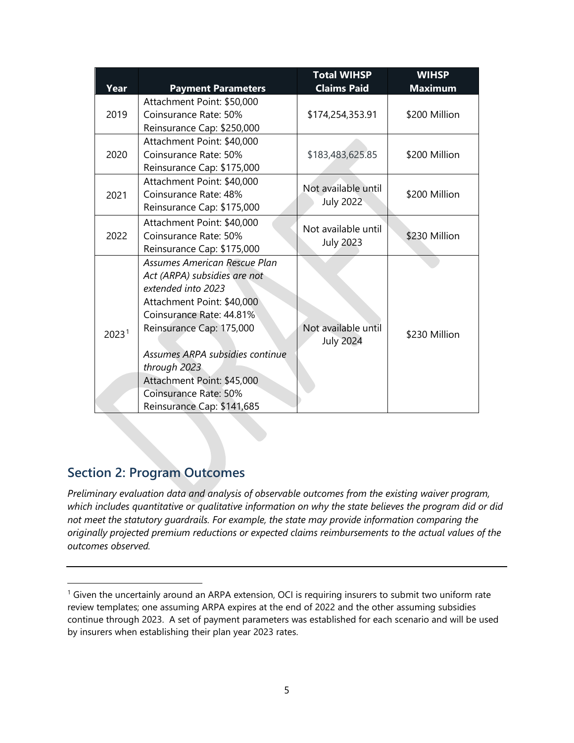| Year | Payment Parameters | Total WIHSP Claims Paid | WIHSP Maximum |
|---|---|---|---|
| 2019 | Attachment Point: $50,000<br>Coinsurance Rate: 50%<br>Reinsurance Cap: $250,000 | $174,254,353.91 | $200 Million |
| 2020 | Attachment Point: $40,000<br>Coinsurance Rate: 50%<br>Reinsurance Cap: $175,000 | $183,483,625.85 | $200 Million |
| 2021 | Attachment Point: $40,000<br>Coinsurance Rate: 48%<br>Reinsurance Cap: $175,000 | Not available until July 2022 | $200 Million |
| 2022 | Attachment Point: $40,000<br>Coinsurance Rate: 50%<br>Reinsurance Cap: $175,000 | Not available until July 2023 | $230 Million |
| 2023[1] | *Assumes American Rescue Plan Act (ARPA) subsidies are not extended into 2023*<br>Attachment Point: $40,000<br>Coinsurance Rate: 44.81%<br>Reinsurance Cap: 175,000<br><br>*Assumes ARPA subsidies continue through 2023*<br>Attachment Point: $45,000<br>Coinsurance Rate: 50%<br>Reinsurance Cap: $141,685 | Not available until July 2024 | $230 Million |

## Section 2: Program Outcomes

*Preliminary evaluation data and analysis of observable outcomes from the existing waiver program, which includes quantitative or qualitative information on why the state believes the program did or did not meet the statutory guardrails. For example, the state may provide information comparing the originally projected premium reductions or expected claims reimbursements to the actual values of the outcomes observed.*

---

[1] Given the uncertainly around an ARPA extension, OCI is requiring insurers to submit two uniform rate review templates; one assuming ARPA expires at the end of 2022 and the other assuming subsidies continue through 2023. A set of payment parameters was established for each scenario and will be used by insurers when establishing their plan year 2023 rates.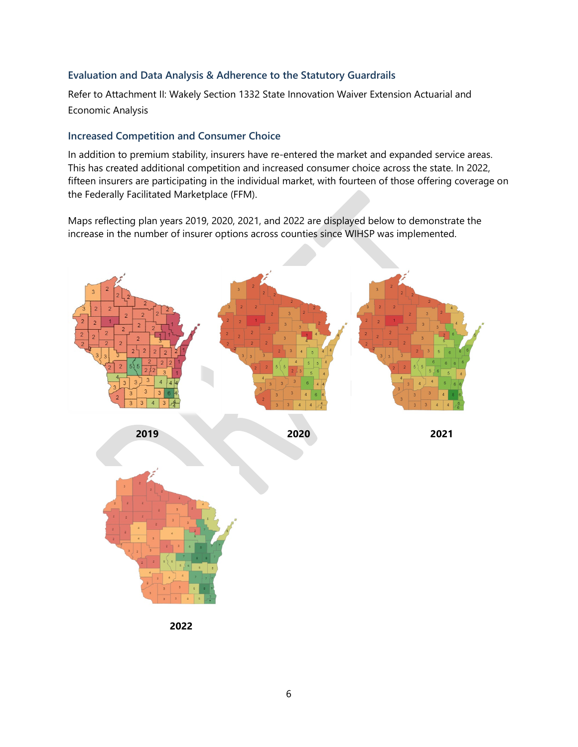### Evaluation and Data Analysis & Adherence to the Statutory Guardrails

Refer to Attachment II: Wakely Section 1332 State Innovation Waiver Extension Actuarial and Economic Analysis

### Increased Competition and Consumer Choice

In addition to premium stability, insurers have re-entered the market and expanded service areas. This has created additional competition and increased consumer choice across the state. In 2022, fifteen insurers are participating in the individual market, with fourteen of those offering coverage on the Federally Facilitated Marketplace (FFM).

Maps reflecting plan years 2019, 2020, 2021, and 2022 are displayed below to demonstrate the increase in the number of insurer options across counties since WIHSP was implemented.

**2019**

**2020**

**2021**

**2022**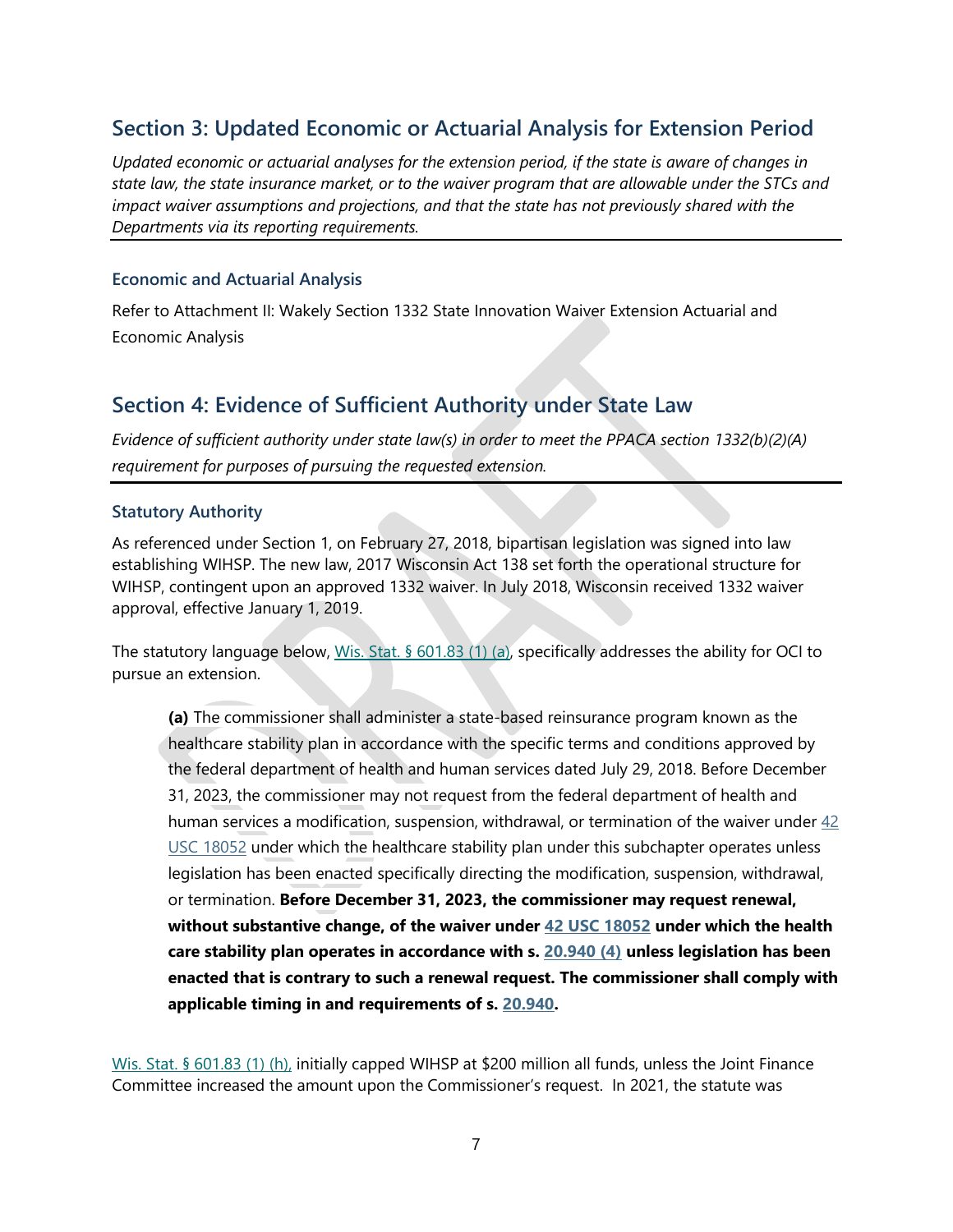## Section 3: Updated Economic or Actuarial Analysis for Extension Period

*Updated economic or actuarial analyses for the extension period, if the state is aware of changes in state law, the state insurance market, or to the waiver program that are allowable under the STCs and impact waiver assumptions and projections, and that the state has not previously shared with the Departments via its reporting requirements.*

### Economic and Actuarial Analysis

Refer to Attachment II: Wakely Section 1332 State Innovation Waiver Extension Actuarial and Economic Analysis

## Section 4: Evidence of Sufficient Authority under State Law

*Evidence of sufficient authority under state law(s) in order to meet the PPACA section 1332(b)(2)(A) requirement for purposes of pursuing the requested extension.*

### Statutory Authority

As referenced under Section 1, on February 27, 2018, bipartisan legislation was signed into law establishing WIHSP. The new law, 2017 Wisconsin Act 138 set forth the operational structure for WIHSP, contingent upon an approved 1332 waiver. In July 2018, Wisconsin received 1332 waiver approval, effective January 1, 2019.

The statutory language below, Wis. Stat. § 601.83 (1) (a), specifically addresses the ability for OCI to pursue an extension.

> **(a)** The commissioner shall administer a state-based reinsurance program known as the healthcare stability plan in accordance with the specific terms and conditions approved by the federal department of health and human services dated July 29, 2018. Before December 31, 2023, the commissioner may not request from the federal department of health and human services a modification, suspension, withdrawal, or termination of the waiver under 42 USC 18052 under which the healthcare stability plan under this subchapter operates unless legislation has been enacted specifically directing the modification, suspension, withdrawal, or termination. **Before December 31, 2023, the commissioner may request renewal, without substantive change, of the waiver under 42 USC 18052 under which the health care stability plan operates in accordance with s. 20.940 (4) unless legislation has been enacted that is contrary to such a renewal request. The commissioner shall comply with applicable timing in and requirements of s. 20.940.**

Wis. Stat. § 601.83 (1) (h), initially capped WIHSP at $200 million all funds, unless the Joint Finance Committee increased the amount upon the Commissioner's request. In 2021, the statute was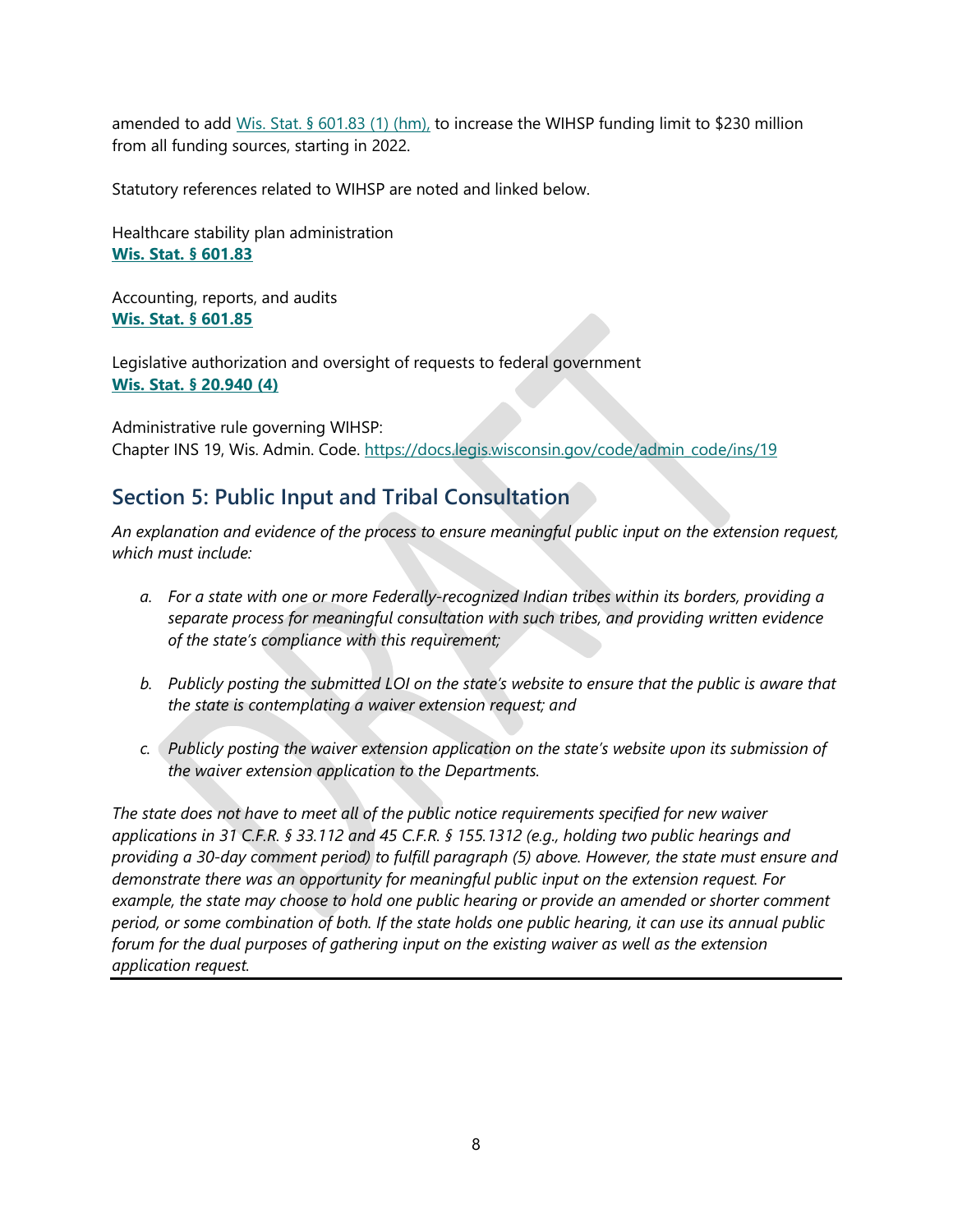amended to add Wis. Stat. § 601.83 (1) (hm), to increase the WIHSP funding limit to $230 million from all funding sources, starting in 2022.

Statutory references related to WIHSP are noted and linked below.

Healthcare stability plan administration
**Wis. Stat. § 601.83**

Accounting, reports, and audits
**Wis. Stat. § 601.85**

Legislative authorization and oversight of requests to federal government
**Wis. Stat. § 20.940 (4)**

Administrative rule governing WIHSP:
Chapter INS 19, Wis. Admin. Code. https://docs.legis.wisconsin.gov/code/admin_code/ins/19

## Section 5: Public Input and Tribal Consultation

*An explanation and evidence of the process to ensure meaningful public input on the extension request, which must include:*

a. *For a state with one or more Federally-recognized Indian tribes within its borders, providing a separate process for meaningful consultation with such tribes, and providing written evidence of the state's compliance with this requirement;*

b. *Publicly posting the submitted LOI on the state's website to ensure that the public is aware that the state is contemplating a waiver extension request; and*

c. *Publicly posting the waiver extension application on the state's website upon its submission of the waiver extension application to the Departments.*

*The state does not have to meet all of the public notice requirements specified for new waiver applications in 31 C.F.R. § 33.112 and 45 C.F.R. § 155.1312 (e.g., holding two public hearings and providing a 30-day comment period) to fulfill paragraph (5) above. However, the state must ensure and demonstrate there was an opportunity for meaningful public input on the extension request. For example, the state may choose to hold one public hearing or provide an amended or shorter comment period, or some combination of both. If the state holds one public hearing, it can use its annual public forum for the dual purposes of gathering input on the existing waiver as well as the extension application request.*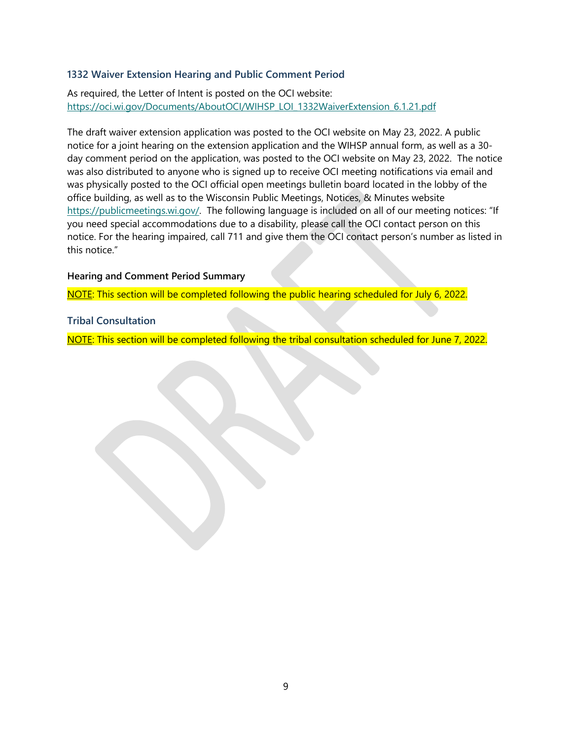## 1332 Waiver Extension Hearing and Public Comment Period

As required, the Letter of Intent is posted on the OCI website:
https://oci.wi.gov/Documents/AboutOCI/WIHSP_LOI_1332WaiverExtension_6.1.21.pdf

The draft waiver extension application was posted to the OCI website on May 23, 2022. A public notice for a joint hearing on the extension application and the WIHSP annual form, as well as a 30-day comment period on the application, was posted to the OCI website on May 23, 2022. The notice was also distributed to anyone who is signed up to receive OCI meeting notifications via email and was physically posted to the OCI official open meetings bulletin board located in the lobby of the office building, as well as to the Wisconsin Public Meetings, Notices, & Minutes website https://publicmeetings.wi.gov/. The following language is included on all of our meeting notices: "If you need special accommodations due to a disability, please call the OCI contact person on this notice. For the hearing impaired, call 711 and give them the OCI contact person's number as listed in this notice."

### Hearing and Comment Period Summary

NOTE: This section will be completed following the public hearing scheduled for July 6, 2022.

## Tribal Consultation

NOTE: This section will be completed following the tribal consultation scheduled for June 7, 2022.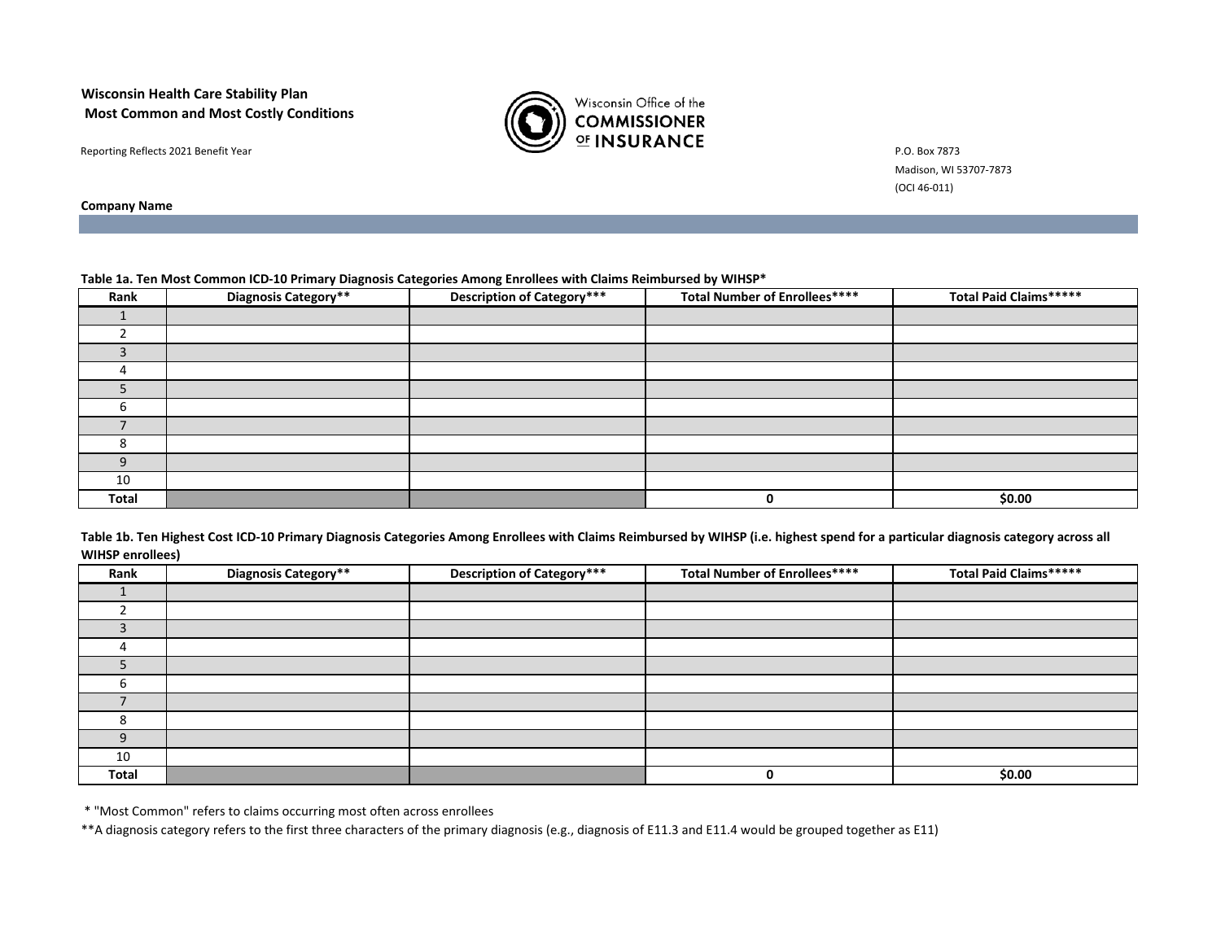**Wisconsin Health Care Stability Plan**
**Most Common and Most Costly Conditions**

Reporting Reflects 2021 Benefit Year

Wisconsin Office of the COMMISSIONER OF INSURANCE

P.O. Box 7873
Madison, WI 53707-7873
(OCI 46-011)

**Company Name**

**Table 1a. Ten Most Common ICD-10 Primary Diagnosis Categories Among Enrollees with Claims Reimbursed by WIHSP***

| Rank | Diagnosis Category** | Description of Category*** | Total Number of Enrollees**** | Total Paid Claims***** |
|---|---|---|---|---|
| 1 | | | | |
| 2 | | | | |
| 3 | | | | |
| 4 | | | | |
| 5 | | | | |
| 6 | | | | |
| 7 | | | | |
| 8 | | | | |
| 9 | | | | |
| 10 | | | | |
| **Total** | | | **0** | **$0.00** |

**Table 1b. Ten Highest Cost ICD-10 Primary Diagnosis Categories Among Enrollees with Claims Reimbursed by WIHSP (i.e. highest spend for a particular diagnosis category across all WIHSP enrollees)**

| Rank | Diagnosis Category** | Description of Category*** | Total Number of Enrollees**** | Total Paid Claims***** |
|---|---|---|---|---|
| 1 | | | | |
| 2 | | | | |
| 3 | | | | |
| 4 | | | | |
| 5 | | | | |
| 6 | | | | |
| 7 | | | | |
| 8 | | | | |
| 9 | | | | |
| 10 | | | | |
| **Total** | | | **0** | **$0.00** |

* "Most Common" refers to claims occurring most often across enrollees

**A diagnosis category refers to the first three characters of the primary diagnosis (e.g., diagnosis of E11.3 and E11.4 would be grouped together as E11)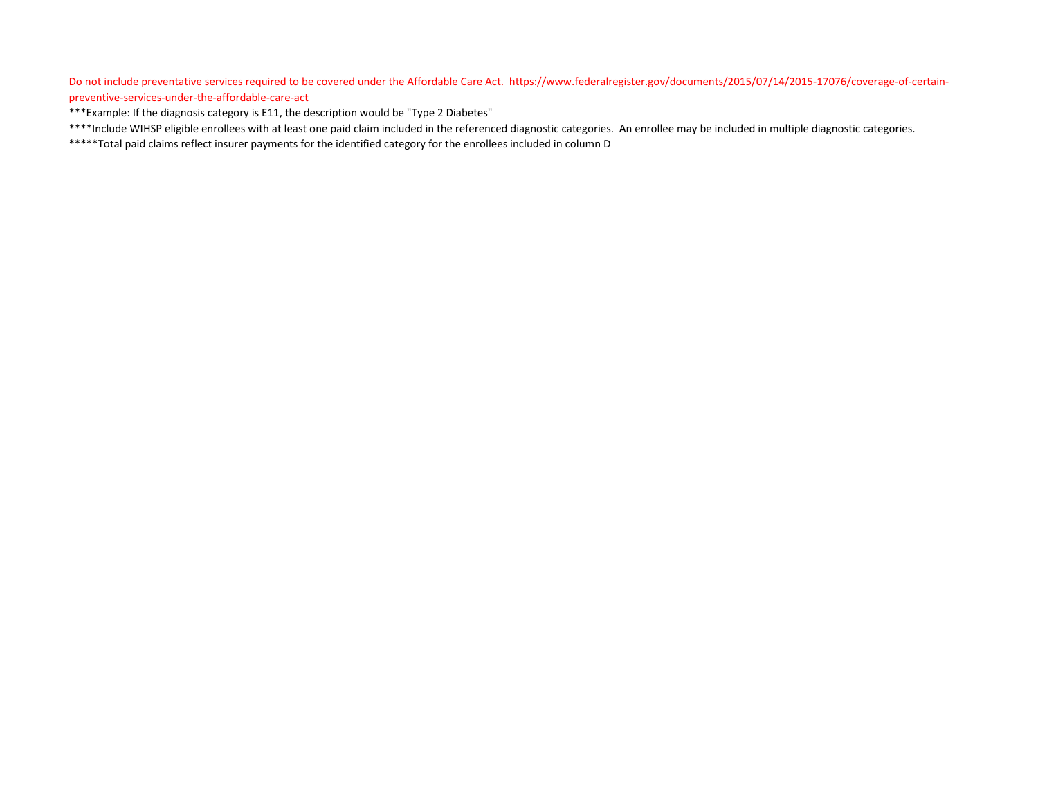Do not include preventative services required to be covered under the Affordable Care Act. https://www.federalregister.gov/documents/2015/07/14/2015-17076/coverage-of-certain-preventive-services-under-the-affordable-care-act

***Example: If the diagnosis category is E11, the description would be "Type 2 Diabetes"

****Include WIHSP eligible enrollees with at least one paid claim included in the referenced diagnostic categories. An enrollee may be included in multiple diagnostic categories.

*****Total paid claims reflect insurer payments for the identified category for the enrollees included in column D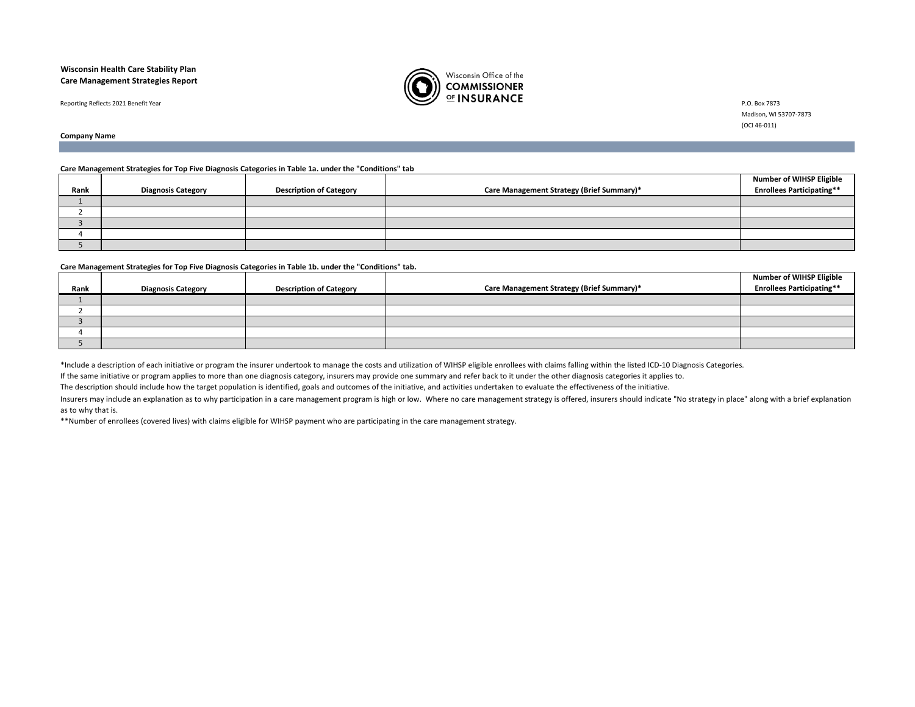**Wisconsin Health Care Stability Plan**
**Care Management Strategies Report**

Reporting Reflects 2021 Benefit Year

Wisconsin Office of the COMMISSIONER OF INSURANCE

P.O. Box 7873
Madison, WI 53707-7873
(OCI 46-011)

**Company Name**

**Care Management Strategies for Top Five Diagnosis Categories in Table 1a. under the "Conditions" tab**

| Rank | Diagnosis Category | Description of Category | Care Management Strategy (Brief Summary)* | Number of WIHSP Eligible Enrollees Participating** |
|---|---|---|---|---|
| 1 | | | | |
| 2 | | | | |
| 3 | | | | |
| 4 | | | | |
| 5 | | | | |

**Care Management Strategies for Top Five Diagnosis Categories in Table 1b. under the "Conditions" tab.**

| Rank | Diagnosis Category | Description of Category | Care Management Strategy (Brief Summary)* | Number of WIHSP Eligible Enrollees Participating** |
|---|---|---|---|---|
| 1 | | | | |
| 2 | | | | |
| 3 | | | | |
| 4 | | | | |
| 5 | | | | |

*Include a description of each initiative or program the insurer undertook to manage the costs and utilization of WIHSP eligible enrollees with claims falling within the listed ICD-10 Diagnosis Categories.

If the same initiative or program applies to more than one diagnosis category, insurers may provide one summary and refer back to it under the other diagnosis categories it applies to.

The description should include how the target population is identified, goals and outcomes of the initiative, and activities undertaken to evaluate the effectiveness of the initiative.

Insurers may include an explanation as to why participation in a care management program is high or low. Where no care management strategy is offered, insurers should indicate "No strategy in place" along with a brief explanation as to why that is.

**Number of enrollees (covered lives) with claims eligible for WIHSP payment who are participating in the care management strategy.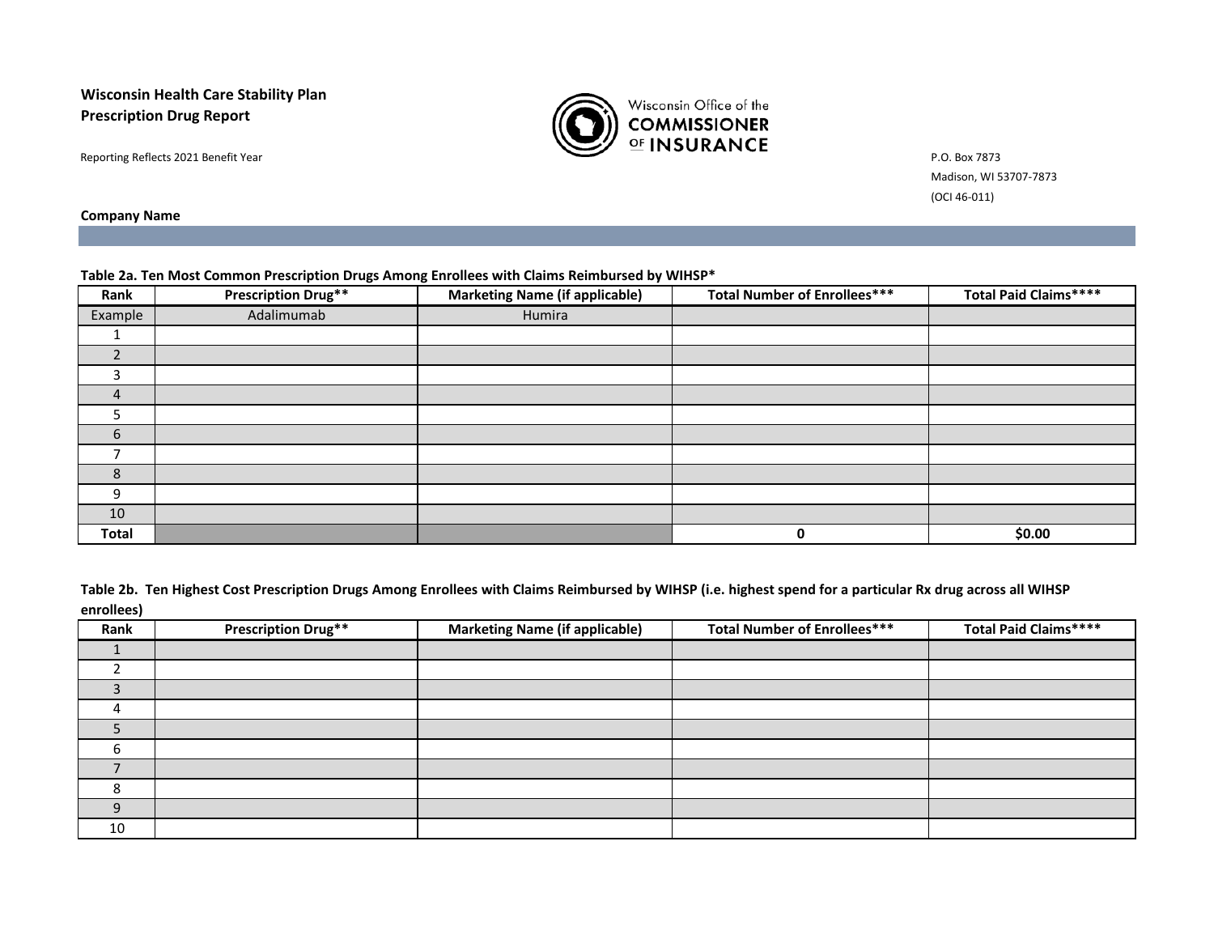**Wisconsin Health Care Stability Plan**
**Prescription Drug Report**

Wisconsin Office of the COMMISSIONER OF INSURANCE

Reporting Reflects 2021 Benefit Year

P.O. Box 7873
Madison, WI 53707-7873
(OCI 46-011)

**Company Name**

**Table 2a. Ten Most Common Prescription Drugs Among Enrollees with Claims Reimbursed by WIHSP***

| Rank | Prescription Drug** | Marketing Name (if applicable) | Total Number of Enrollees*** | Total Paid Claims**** |
|---|---|---|---|---|
| Example | Adalimumab | Humira | | |
| 1 | | | | |
| 2 | | | | |
| 3 | | | | |
| 4 | | | | |
| 5 | | | | |
| 6 | | | | |
| 7 | | | | |
| 8 | | | | |
| 9 | | | | |
| 10 | | | | |
| **Total** | | | **0** | **$0.00** |

**Table 2b. Ten Highest Cost Prescription Drugs Among Enrollees with Claims Reimbursed by WIHSP (i.e. highest spend for a particular Rx drug across all WIHSP enrollees)**

| Rank | Prescription Drug** | Marketing Name (if applicable) | Total Number of Enrollees*** | Total Paid Claims**** |
|---|---|---|---|---|
| 1 | | | | |
| 2 | | | | |
| 3 | | | | |
| 4 | | | | |
| 5 | | | | |
| 6 | | | | |
| 7 | | | | |
| 8 | | | | |
| 9 | | | | |
| 10 | | | | |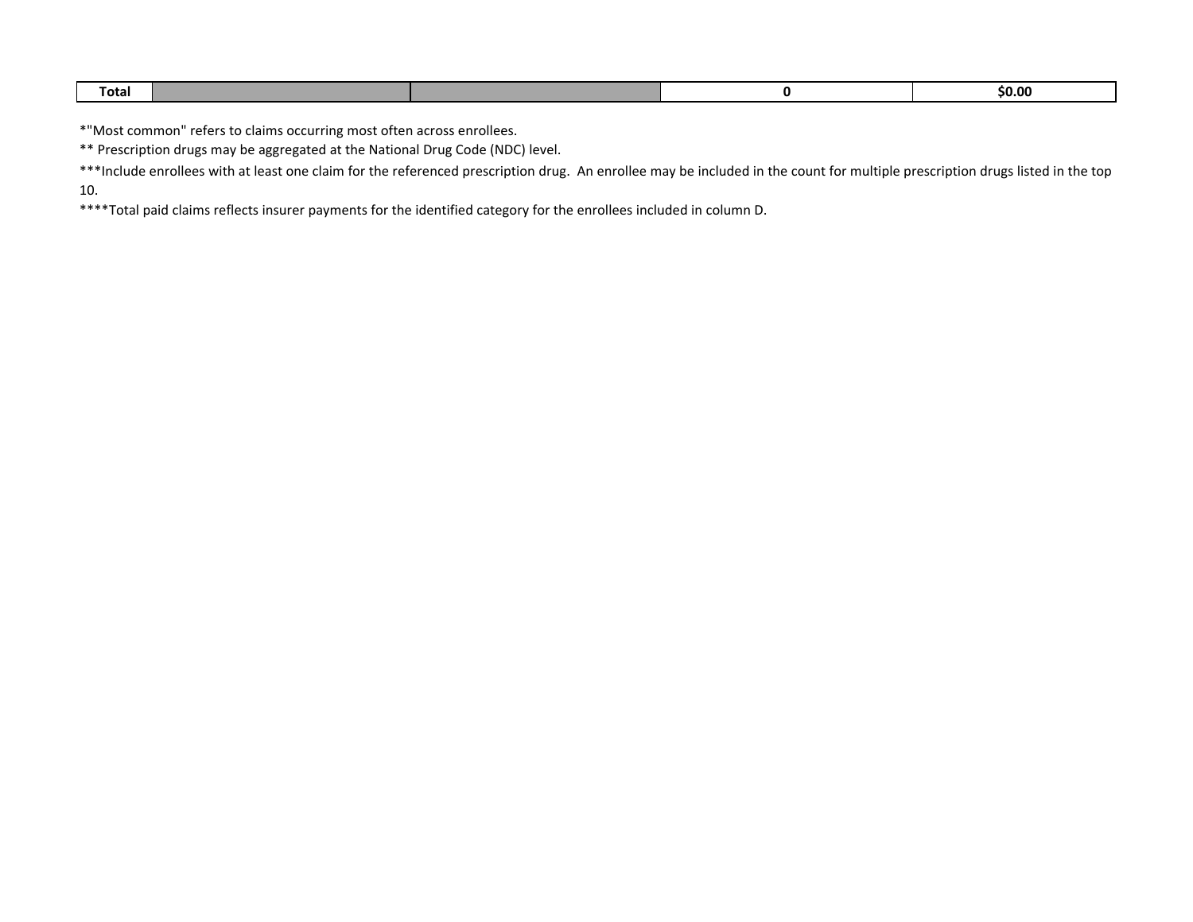| Total | | | 0 | $0.00 |
|---|---|---|---|---|

*"Most common" refers to claims occurring most often across enrollees.

** Prescription drugs may be aggregated at the National Drug Code (NDC) level.

***Include enrollees with at least one claim for the referenced prescription drug. An enrollee may be included in the count for multiple prescription drugs listed in the top 10.

****Total paid claims reflects insurer payments for the identified category for the enrollees included in column D.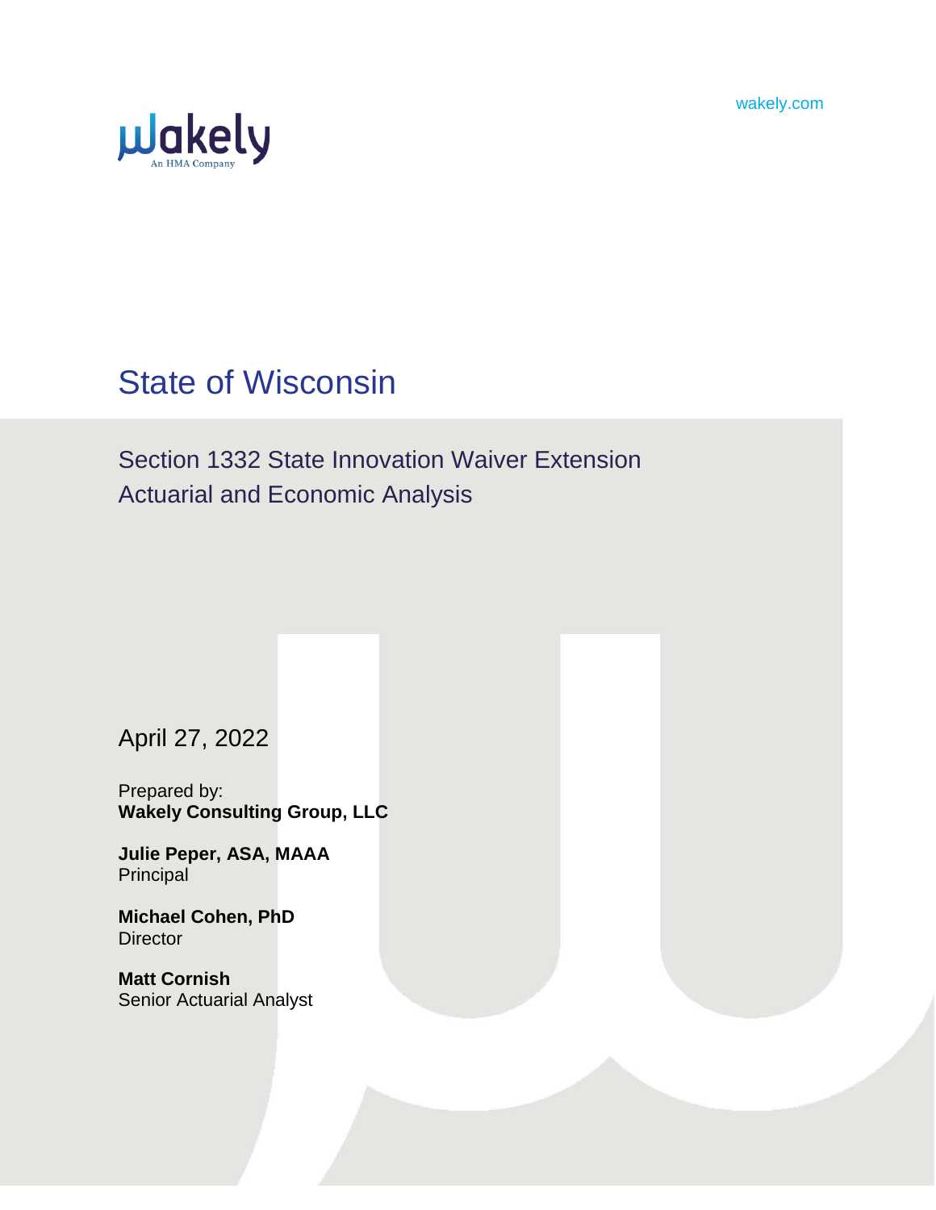wakely.com

# State of Wisconsin

## Section 1332 State Innovation Waiver Extension Actuarial and Economic Analysis

April 27, 2022

Prepared by:
**Wakely Consulting Group, LLC**

**Julie Peper, ASA, MAAA**
Principal

**Michael Cohen, PhD**
Director

**Matt Cornish**
Senior Actuarial Analyst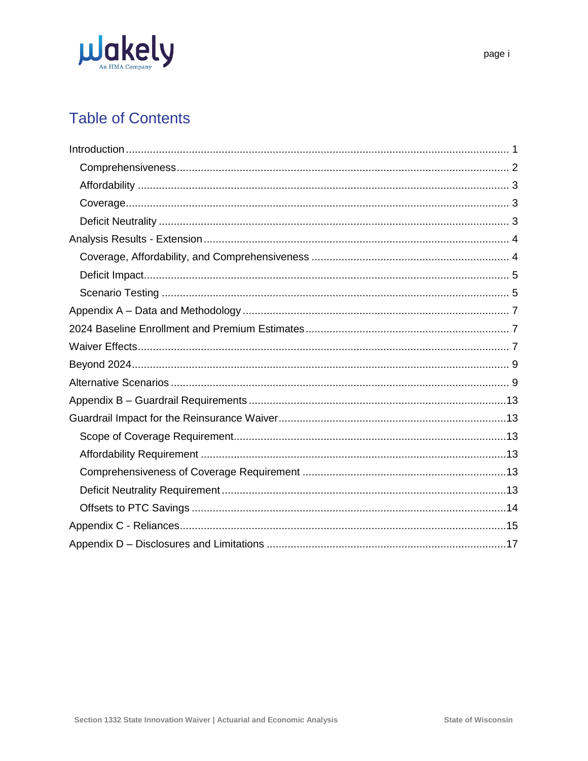# Table of Contents

- Introduction ... 1
  - Comprehensiveness ... 2
  - Affordability ... 3
  - Coverage ... 3
  - Deficit Neutrality ... 3
- Analysis Results - Extension ... 4
  - Coverage, Affordability, and Comprehensiveness ... 4
  - Deficit Impact ... 5
  - Scenario Testing ... 5
- Appendix A – Data and Methodology ... 7
- 2024 Baseline Enrollment and Premium Estimates ... 7
- Waiver Effects ... 7
- Beyond 2024 ... 9
- Alternative Scenarios ... 9
- Appendix B – Guardrail Requirements ... 13
- Guardrail Impact for the Reinsurance Waiver ... 13
  - Scope of Coverage Requirement ... 13
  - Affordability Requirement ... 13
  - Comprehensiveness of Coverage Requirement ... 13
  - Deficit Neutrality Requirement ... 13
  - Offsets to PTC Savings ... 14
- Appendix C - Reliances ... 15
- Appendix D – Disclosures and Limitations ... 17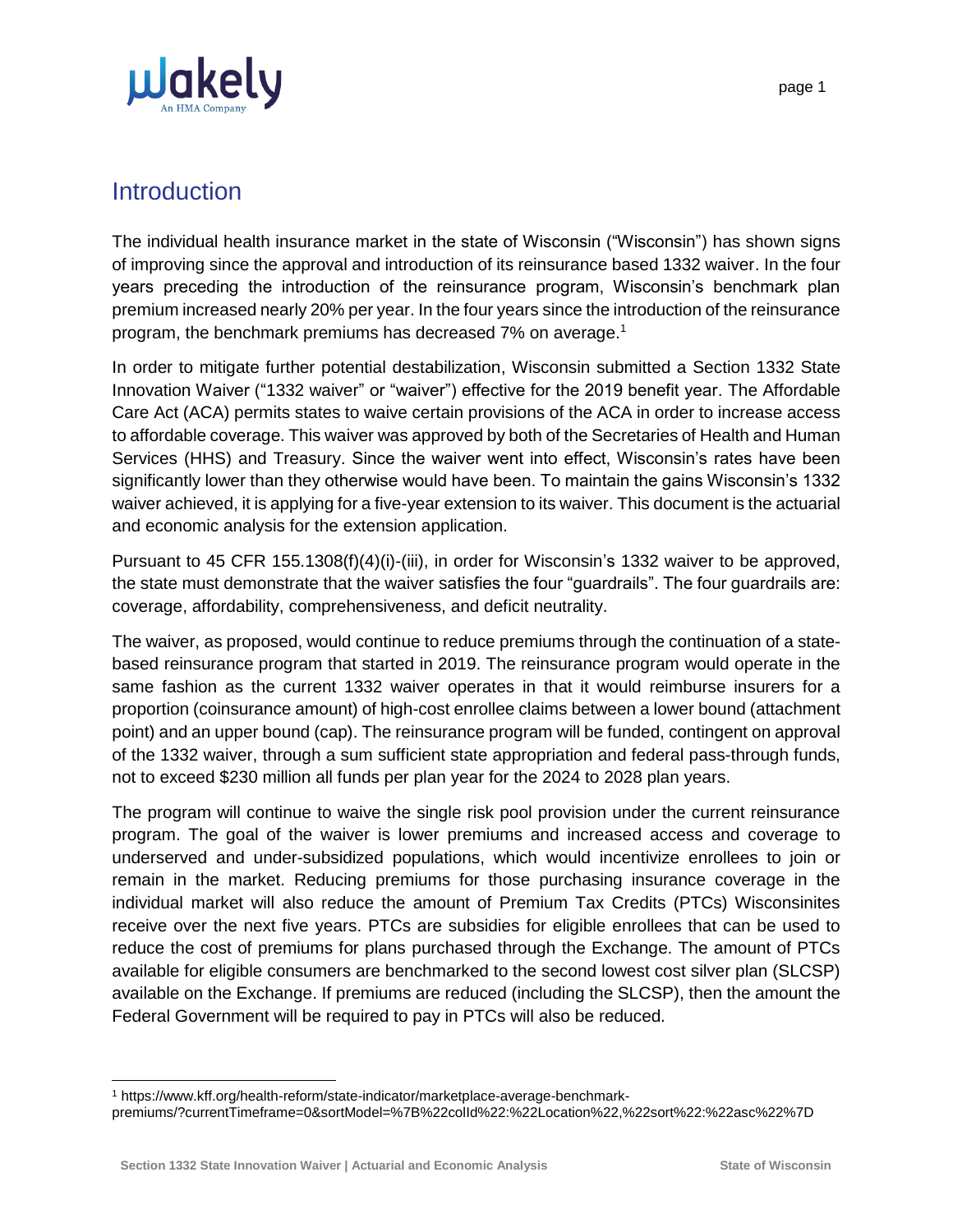## Introduction

The individual health insurance market in the state of Wisconsin ("Wisconsin") has shown signs of improving since the approval and introduction of its reinsurance based 1332 waiver. In the four years preceding the introduction of the reinsurance program, Wisconsin's benchmark plan premium increased nearly 20% per year. In the four years since the introduction of the reinsurance program, the benchmark premiums has decreased 7% on average.[1]

In order to mitigate further potential destabilization, Wisconsin submitted a Section 1332 State Innovation Waiver ("1332 waiver" or "waiver") effective for the 2019 benefit year. The Affordable Care Act (ACA) permits states to waive certain provisions of the ACA in order to increase access to affordable coverage. This waiver was approved by both of the Secretaries of Health and Human Services (HHS) and Treasury. Since the waiver went into effect, Wisconsin's rates have been significantly lower than they otherwise would have been. To maintain the gains Wisconsin's 1332 waiver achieved, it is applying for a five-year extension to its waiver. This document is the actuarial and economic analysis for the extension application.

Pursuant to 45 CFR 155.1308(f)(4)(i)-(iii), in order for Wisconsin's 1332 waiver to be approved, the state must demonstrate that the waiver satisfies the four "guardrails". The four guardrails are: coverage, affordability, comprehensiveness, and deficit neutrality.

The waiver, as proposed, would continue to reduce premiums through the continuation of a state-based reinsurance program that started in 2019. The reinsurance program would operate in the same fashion as the current 1332 waiver operates in that it would reimburse insurers for a proportion (coinsurance amount) of high-cost enrollee claims between a lower bound (attachment point) and an upper bound (cap). The reinsurance program will be funded, contingent on approval of the 1332 waiver, through a sum sufficient state appropriation and federal pass-through funds, not to exceed $230 million all funds per plan year for the 2024 to 2028 plan years.

The program will continue to waive the single risk pool provision under the current reinsurance program. The goal of the waiver is lower premiums and increased access and coverage to underserved and under-subsidized populations, which would incentivize enrollees to join or remain in the market. Reducing premiums for those purchasing insurance coverage in the individual market will also reduce the amount of Premium Tax Credits (PTCs) Wisconsinites receive over the next five years. PTCs are subsidies for eligible enrollees that can be used to reduce the cost of premiums for plans purchased through the Exchange. The amount of PTCs available for eligible consumers are benchmarked to the second lowest cost silver plan (SLCSP) available on the Exchange. If premiums are reduced (including the SLCSP), then the amount the Federal Government will be required to pay in PTCs will also be reduced.

[1] https://www.kff.org/health-reform/state-indicator/marketplace-average-benchmark-premiums/?currentTimeframe=0&sortModel=%7B%22colId%22:%22Location%22,%22sort%22:%22asc%22%7D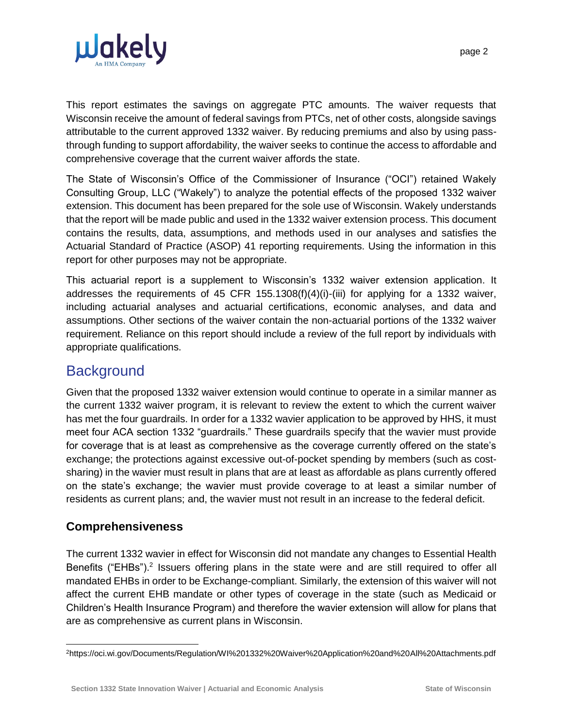This report estimates the savings on aggregate PTC amounts. The waiver requests that Wisconsin receive the amount of federal savings from PTCs, net of other costs, alongside savings attributable to the current approved 1332 waiver. By reducing premiums and also by using pass-through funding to support affordability, the waiver seeks to continue the access to affordable and comprehensive coverage that the current waiver affords the state.

The State of Wisconsin's Office of the Commissioner of Insurance ("OCI") retained Wakely Consulting Group, LLC ("Wakely") to analyze the potential effects of the proposed 1332 waiver extension. This document has been prepared for the sole use of Wisconsin. Wakely understands that the report will be made public and used in the 1332 waiver extension process. This document contains the results, data, assumptions, and methods used in our analyses and satisfies the Actuarial Standard of Practice (ASOP) 41 reporting requirements. Using the information in this report for other purposes may not be appropriate.

This actuarial report is a supplement to Wisconsin's 1332 waiver extension application. It addresses the requirements of 45 CFR 155.1308(f)(4)(i)-(iii) for applying for a 1332 waiver, including actuarial analyses and actuarial certifications, economic analyses, and data and assumptions. Other sections of the waiver contain the non-actuarial portions of the 1332 waiver requirement. Reliance on this report should include a review of the full report by individuals with appropriate qualifications.

## Background

Given that the proposed 1332 waiver extension would continue to operate in a similar manner as the current 1332 waiver program, it is relevant to review the extent to which the current waiver has met the four guardrails. In order for a 1332 wavier application to be approved by HHS, it must meet four ACA section 1332 "guardrails." These guardrails specify that the wavier must provide for coverage that is at least as comprehensive as the coverage currently offered on the state's exchange; the protections against excessive out-of-pocket spending by members (such as cost-sharing) in the wavier must result in plans that are at least as affordable as plans currently offered on the state's exchange; the wavier must provide coverage to at least a similar number of residents as current plans; and, the wavier must not result in an increase to the federal deficit.

### Comprehensiveness

The current 1332 wavier in effect for Wisconsin did not mandate any changes to Essential Health Benefits ("EHBs").[2] Issuers offering plans in the state were and are still required to offer all mandated EHBs in order to be Exchange-compliant. Similarly, the extension of this waiver will not affect the current EHB mandate or other types of coverage in the state (such as Medicaid or Children's Health Insurance Program) and therefore the wavier extension will allow for plans that are as comprehensive as current plans in Wisconsin.

[2] https://oci.wi.gov/Documents/Regulation/WI%201332%20Waiver%20Application%20and%20All%20Attachments.pdf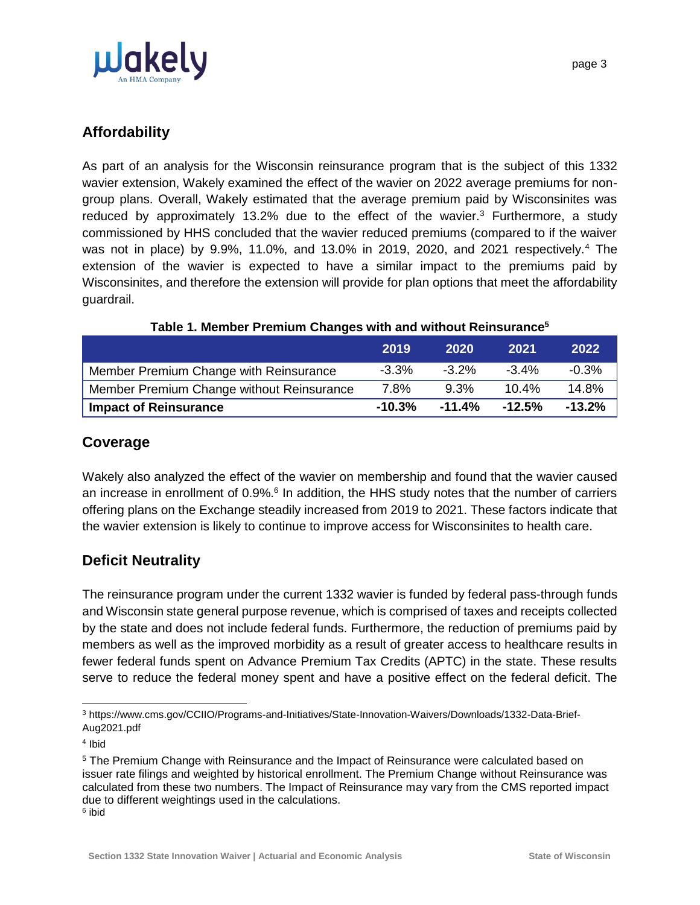## Affordability

As part of an analysis for the Wisconsin reinsurance program that is the subject of this 1332 wavier extension, Wakely examined the effect of the wavier on 2022 average premiums for non-group plans. Overall, Wakely estimated that the average premium paid by Wisconsinites was reduced by approximately 13.2% due to the effect of the wavier.[3] Furthermore, a study commissioned by HHS concluded that the wavier reduced premiums (compared to if the waiver was not in place) by 9.9%, 11.0%, and 13.0% in 2019, 2020, and 2021 respectively.[4] The extension of the wavier is expected to have a similar impact to the premiums paid by Wisconsinites, and therefore the extension will provide for plan options that meet the affordability guardrail.

**Table 1. Member Premium Changes with and without Reinsurance[5]**

| | 2019 | 2020 | 2021 | 2022 |
|---|---|---|---|---|
| Member Premium Change with Reinsurance | -3.3% | -3.2% | -3.4% | -0.3% |
| Member Premium Change without Reinsurance | 7.8% | 9.3% | 10.4% | 14.8% |
| **Impact of Reinsurance** | **-10.3%** | **-11.4%** | **-12.5%** | **-13.2%** |

## Coverage

Wakely also analyzed the effect of the wavier on membership and found that the wavier caused an increase in enrollment of 0.9%.[6] In addition, the HHS study notes that the number of carriers offering plans on the Exchange steadily increased from 2019 to 2021. These factors indicate that the wavier extension is likely to continue to improve access for Wisconsinites to health care.

## Deficit Neutrality

The reinsurance program under the current 1332 wavier is funded by federal pass-through funds and Wisconsin state general purpose revenue, which is comprised of taxes and receipts collected by the state and does not include federal funds. Furthermore, the reduction of premiums paid by members as well as the improved morbidity as a result of greater access to healthcare results in fewer federal funds spent on Advance Premium Tax Credits (APTC) in the state. These results serve to reduce the federal money spent and have a positive effect on the federal deficit. The

---

[3] https://www.cms.gov/CCIIO/Programs-and-Initiatives/State-Innovation-Waivers/Downloads/1332-Data-Brief-Aug2021.pdf

[4] Ibid

[5] The Premium Change with Reinsurance and the Impact of Reinsurance were calculated based on issuer rate filings and weighted by historical enrollment. The Premium Change without Reinsurance was calculated from these two numbers. The Impact of Reinsurance may vary from the CMS reported impact due to different weightings used in the calculations.

[6] ibid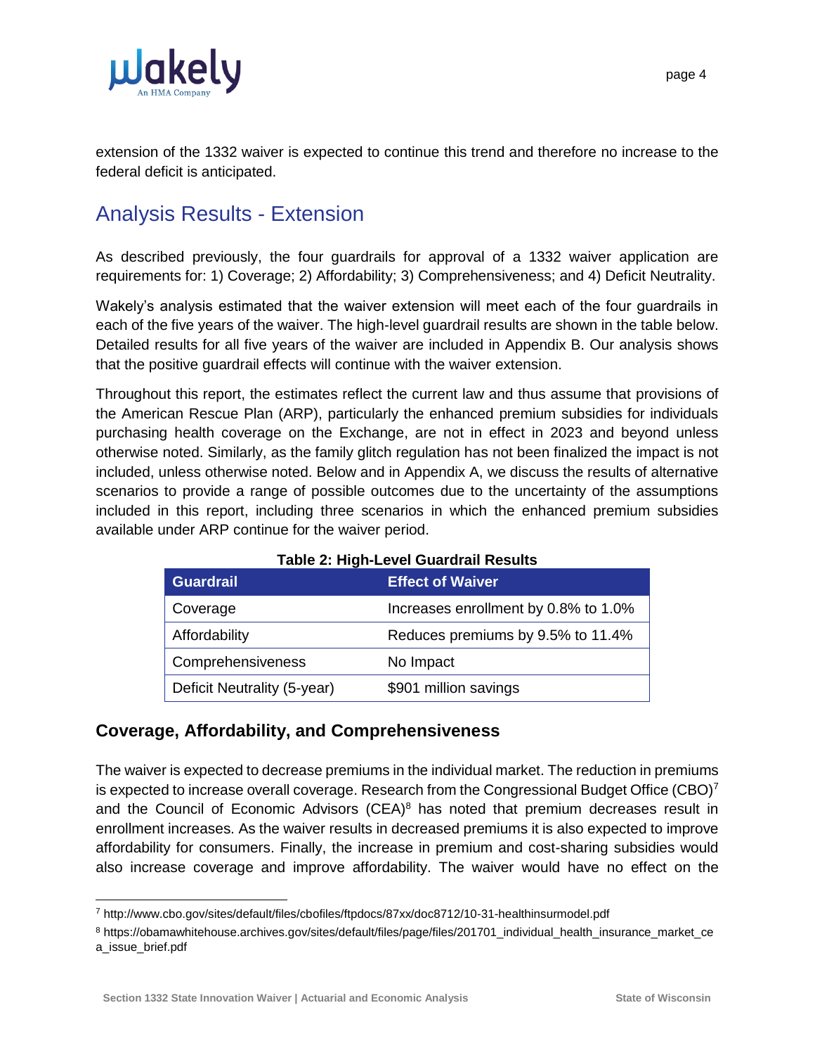extension of the 1332 waiver is expected to continue this trend and therefore no increase to the federal deficit is anticipated.

## Analysis Results - Extension

As described previously, the four guardrails for approval of a 1332 waiver application are requirements for: 1) Coverage; 2) Affordability; 3) Comprehensiveness; and 4) Deficit Neutrality.

Wakely's analysis estimated that the waiver extension will meet each of the four guardrails in each of the five years of the waiver. The high-level guardrail results are shown in the table below. Detailed results for all five years of the waiver are included in Appendix B. Our analysis shows that the positive guardrail effects will continue with the waiver extension.

Throughout this report, the estimates reflect the current law and thus assume that provisions of the American Rescue Plan (ARP), particularly the enhanced premium subsidies for individuals purchasing health coverage on the Exchange, are not in effect in 2023 and beyond unless otherwise noted. Similarly, as the family glitch regulation has not been finalized the impact is not included, unless otherwise noted. Below and in Appendix A, we discuss the results of alternative scenarios to provide a range of possible outcomes due to the uncertainty of the assumptions included in this report, including three scenarios in which the enhanced premium subsidies available under ARP continue for the waiver period.

**Table 2: High-Level Guardrail Results**

| Guardrail | Effect of Waiver |
|---|---|
| Coverage | Increases enrollment by 0.8% to 1.0% |
| Affordability | Reduces premiums by 9.5% to 11.4% |
| Comprehensiveness | No Impact |
| Deficit Neutrality (5-year) | $901 million savings |

### Coverage, Affordability, and Comprehensiveness

The waiver is expected to decrease premiums in the individual market. The reduction in premiums is expected to increase overall coverage. Research from the Congressional Budget Office (CBO)[7] and the Council of Economic Advisors (CEA)[8] has noted that premium decreases result in enrollment increases. As the waiver results in decreased premiums it is also expected to improve affordability for consumers. Finally, the increase in premium and cost-sharing subsidies would also increase coverage and improve affordability. The waiver would have no effect on the

---

[7] http://www.cbo.gov/sites/default/files/cbofiles/ftpdocs/87xx/doc8712/10-31-healthinsurmodel.pdf

[8] https://obamawhitehouse.archives.gov/sites/default/files/page/files/201701_individual_health_insurance_market_cea_issue_brief.pdf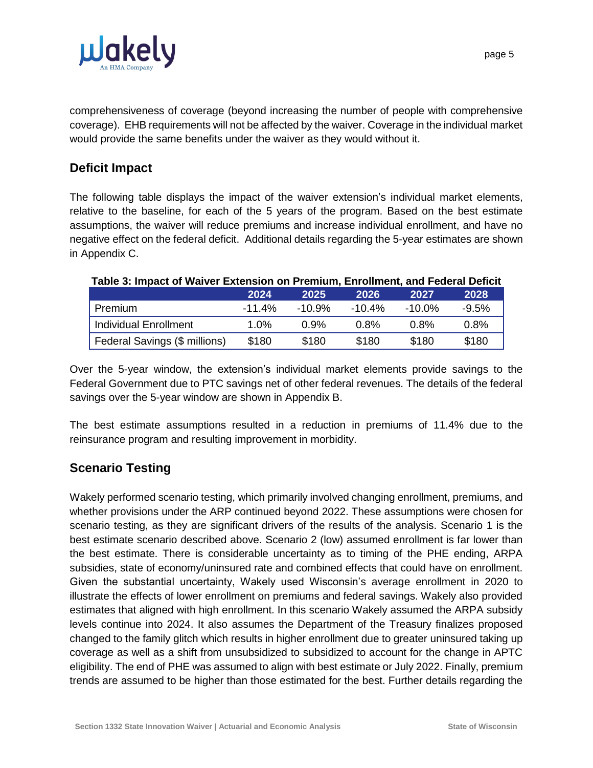comprehensiveness of coverage (beyond increasing the number of people with comprehensive coverage). EHB requirements will not be affected by the waiver. Coverage in the individual market would provide the same benefits under the waiver as they would without it.

## Deficit Impact

The following table displays the impact of the waiver extension's individual market elements, relative to the baseline, for each of the 5 years of the program. Based on the best estimate assumptions, the waiver will reduce premiums and increase individual enrollment, and have no negative effect on the federal deficit. Additional details regarding the 5-year estimates are shown in Appendix C.

**Table 3: Impact of Waiver Extension on Premium, Enrollment, and Federal Deficit**

| | 2024 | 2025 | 2026 | 2027 | 2028 |
|---|---|---|---|---|---|
| Premium | -11.4% | -10.9% | -10.4% | -10.0% | -9.5% |
| Individual Enrollment | 1.0% | 0.9% | 0.8% | 0.8% | 0.8% |
| Federal Savings ($ millions) | $180 | $180 | $180 | $180 | $180 |

Over the 5-year window, the extension's individual market elements provide savings to the Federal Government due to PTC savings net of other federal revenues. The details of the federal savings over the 5-year window are shown in Appendix B.

The best estimate assumptions resulted in a reduction in premiums of 11.4% due to the reinsurance program and resulting improvement in morbidity.

## Scenario Testing

Wakely performed scenario testing, which primarily involved changing enrollment, premiums, and whether provisions under the ARP continued beyond 2022. These assumptions were chosen for scenario testing, as they are significant drivers of the results of the analysis. Scenario 1 is the best estimate scenario described above. Scenario 2 (low) assumed enrollment is far lower than the best estimate. There is considerable uncertainty as to timing of the PHE ending, ARPA subsidies, state of economy/uninsured rate and combined effects that could have on enrollment. Given the substantial uncertainty, Wakely used Wisconsin's average enrollment in 2020 to illustrate the effects of lower enrollment on premiums and federal savings. Wakely also provided estimates that aligned with high enrollment. In this scenario Wakely assumed the ARPA subsidy levels continue into 2024. It also assumes the Department of the Treasury finalizes proposed changed to the family glitch which results in higher enrollment due to greater uninsured taking up coverage as well as a shift from unsubsidized to subsidized to account for the change in APTC eligibility. The end of PHE was assumed to align with best estimate or July 2022. Finally, premium trends are assumed to be higher than those estimated for the best. Further details regarding the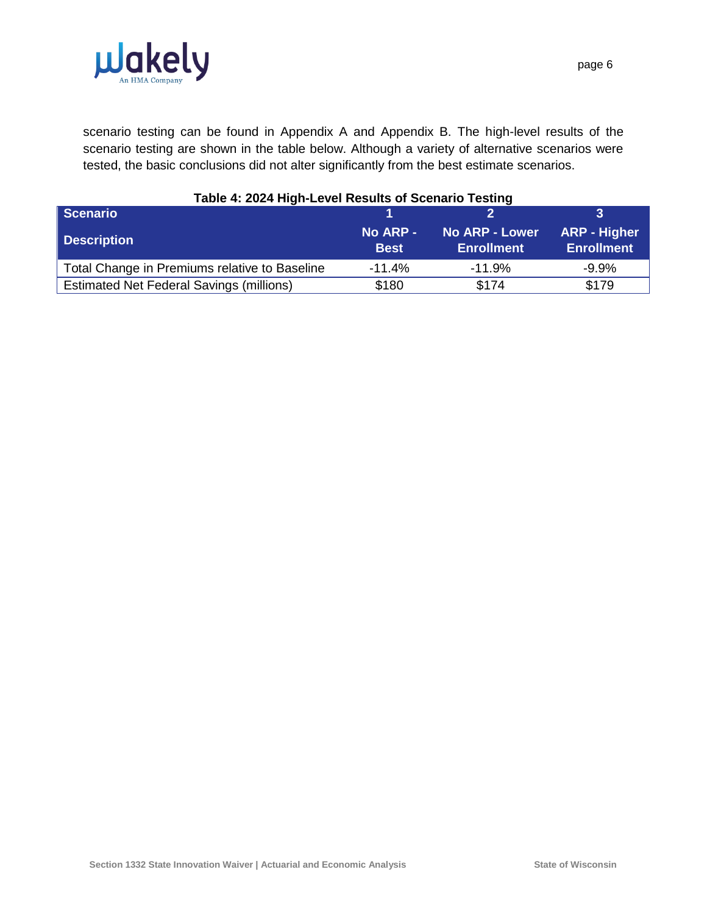scenario testing can be found in Appendix A and Appendix B. The high-level results of the scenario testing are shown in the table below. Although a variety of alternative scenarios were tested, the basic conclusions did not alter significantly from the best estimate scenarios.

**Table 4: 2024 High-Level Results of Scenario Testing**

| Scenario | 1 | 2 | 3 |
|---|---|---|---|
| **Description** | **No ARP - Best** | **No ARP - Lower Enrollment** | **ARP - Higher Enrollment** |
| Total Change in Premiums relative to Baseline | -11.4% | -11.9% | -9.9% |
| Estimated Net Federal Savings (millions) | $180 | $174 | $179 |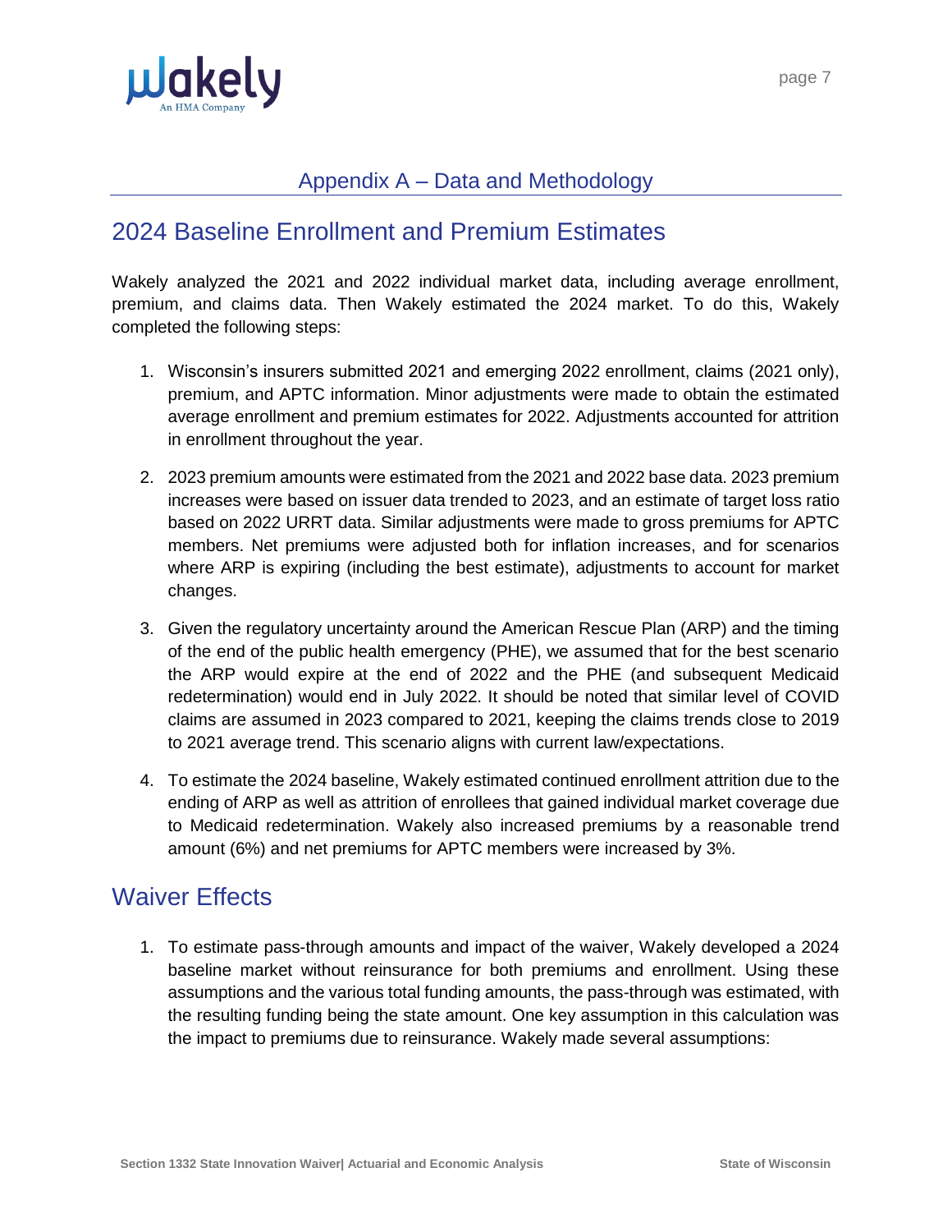# Appendix A – Data and Methodology

## 2024 Baseline Enrollment and Premium Estimates

Wakely analyzed the 2021 and 2022 individual market data, including average enrollment, premium, and claims data. Then Wakely estimated the 2024 market. To do this, Wakely completed the following steps:

1. Wisconsin's insurers submitted 2021 and emerging 2022 enrollment, claims (2021 only), premium, and APTC information. Minor adjustments were made to obtain the estimated average enrollment and premium estimates for 2022. Adjustments accounted for attrition in enrollment throughout the year.
2. 2023 premium amounts were estimated from the 2021 and 2022 base data. 2023 premium increases were based on issuer data trended to 2023, and an estimate of target loss ratio based on 2022 URRT data. Similar adjustments were made to gross premiums for APTC members. Net premiums were adjusted both for inflation increases, and for scenarios where ARP is expiring (including the best estimate), adjustments to account for market changes.
3. Given the regulatory uncertainty around the American Rescue Plan (ARP) and the timing of the end of the public health emergency (PHE), we assumed that for the best scenario the ARP would expire at the end of 2022 and the PHE (and subsequent Medicaid redetermination) would end in July 2022. It should be noted that similar level of COVID claims are assumed in 2023 compared to 2021, keeping the claims trends close to 2019 to 2021 average trend. This scenario aligns with current law/expectations.
4. To estimate the 2024 baseline, Wakely estimated continued enrollment attrition due to the ending of ARP as well as attrition of enrollees that gained individual market coverage due to Medicaid redetermination. Wakely also increased premiums by a reasonable trend amount (6%) and net premiums for APTC members were increased by 3%.

## Waiver Effects

1. To estimate pass-through amounts and impact of the waiver, Wakely developed a 2024 baseline market without reinsurance for both premiums and enrollment. Using these assumptions and the various total funding amounts, the pass-through was estimated, with the resulting funding being the state amount. One key assumption in this calculation was the impact to premiums due to reinsurance. Wakely made several assumptions: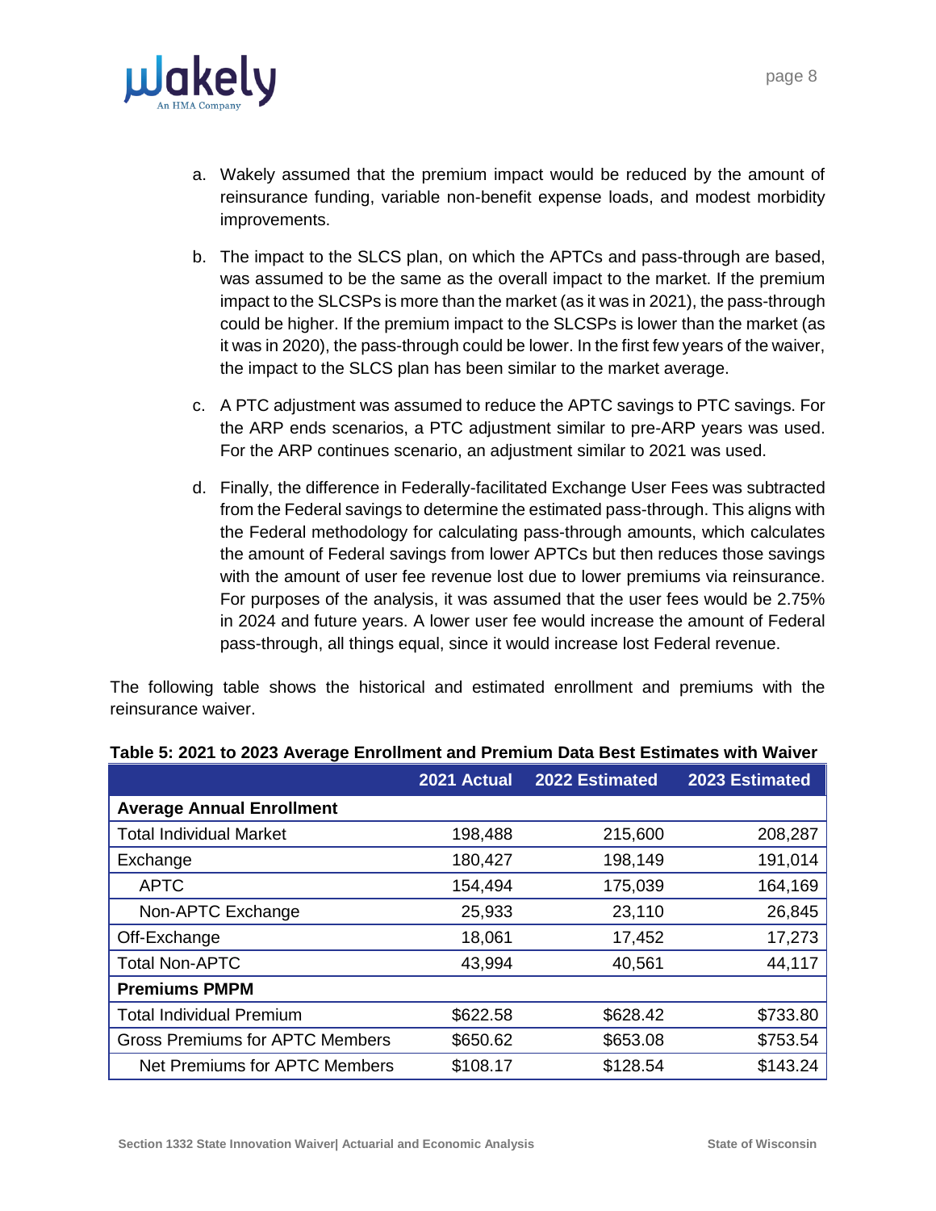a. Wakely assumed that the premium impact would be reduced by the amount of reinsurance funding, variable non-benefit expense loads, and modest morbidity improvements.

b. The impact to the SLCS plan, on which the APTCs and pass-through are based, was assumed to be the same as the overall impact to the market. If the premium impact to the SLCSPs is more than the market (as it was in 2021), the pass-through could be higher. If the premium impact to the SLCSPs is lower than the market (as it was in 2020), the pass-through could be lower. In the first few years of the waiver, the impact to the SLCS plan has been similar to the market average.

c. A PTC adjustment was assumed to reduce the APTC savings to PTC savings. For the ARP ends scenarios, a PTC adjustment similar to pre-ARP years was used. For the ARP continues scenario, an adjustment similar to 2021 was used.

d. Finally, the difference in Federally-facilitated Exchange User Fees was subtracted from the Federal savings to determine the estimated pass-through. This aligns with the Federal methodology for calculating pass-through amounts, which calculates the amount of Federal savings from lower APTCs but then reduces those savings with the amount of user fee revenue lost due to lower premiums via reinsurance. For purposes of the analysis, it was assumed that the user fees would be 2.75% in 2024 and future years. A lower user fee would increase the amount of Federal pass-through, all things equal, since it would increase lost Federal revenue.

The following table shows the historical and estimated enrollment and premiums with the reinsurance waiver.

**Table 5: 2021 to 2023 Average Enrollment and Premium Data Best Estimates with Waiver**

| | 2021 Actual | 2022 Estimated | 2023 Estimated |
|---|---|---|---|
| **Average Annual Enrollment** | | | |
| Total Individual Market | 198,488 | 215,600 | 208,287 |
| Exchange | 180,427 | 198,149 | 191,014 |
| APTC | 154,494 | 175,039 | 164,169 |
| Non-APTC Exchange | 25,933 | 23,110 | 26,845 |
| Off-Exchange | 18,061 | 17,452 | 17,273 |
| Total Non-APTC | 43,994 | 40,561 | 44,117 |
| **Premiums PMPM** | | | |
| Total Individual Premium | $622.58 | $628.42 | $733.80 |
| Gross Premiums for APTC Members | $650.62 | $653.08 | $753.54 |
| Net Premiums for APTC Members | $108.17 | $128.54 | $143.24 |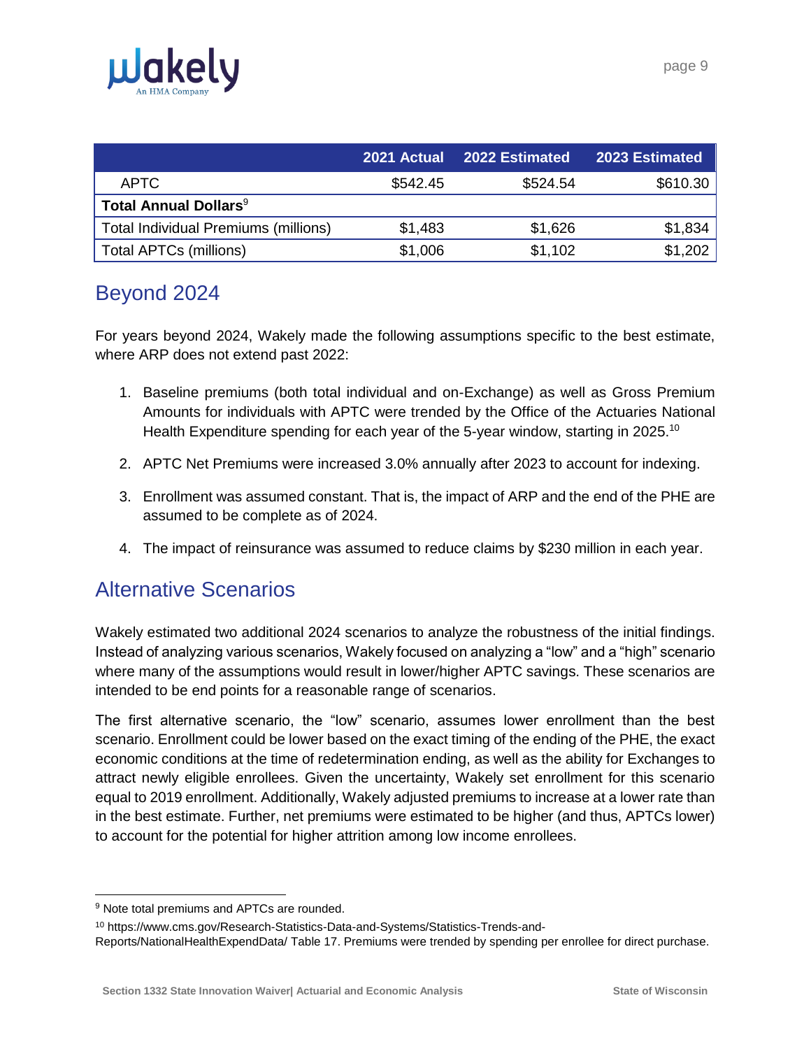| | 2021 Actual | 2022 Estimated | 2023 Estimated |
|---|---|---|---|
| APTC | $542.45 | $524.54 | $610.30 |
| **Total Annual Dollars**[9] | | | |
| Total Individual Premiums (millions) | $1,483 | $1,626 | $1,834 |
| Total APTCs (millions) | $1,006 | $1,102 | $1,202 |

## Beyond 2024

For years beyond 2024, Wakely made the following assumptions specific to the best estimate, where ARP does not extend past 2022:

1. Baseline premiums (both total individual and on-Exchange) as well as Gross Premium Amounts for individuals with APTC were trended by the Office of the Actuaries National Health Expenditure spending for each year of the 5-year window, starting in 2025.[10]
2. APTC Net Premiums were increased 3.0% annually after 2023 to account for indexing.
3. Enrollment was assumed constant. That is, the impact of ARP and the end of the PHE are assumed to be complete as of 2024.
4. The impact of reinsurance was assumed to reduce claims by $230 million in each year.

## Alternative Scenarios

Wakely estimated two additional 2024 scenarios to analyze the robustness of the initial findings. Instead of analyzing various scenarios, Wakely focused on analyzing a "low" and a "high" scenario where many of the assumptions would result in lower/higher APTC savings. These scenarios are intended to be end points for a reasonable range of scenarios.

The first alternative scenario, the "low" scenario, assumes lower enrollment than the best scenario. Enrollment could be lower based on the exact timing of the ending of the PHE, the exact economic conditions at the time of redetermination ending, as well as the ability for Exchanges to attract newly eligible enrollees. Given the uncertainty, Wakely set enrollment for this scenario equal to 2019 enrollment. Additionally, Wakely adjusted premiums to increase at a lower rate than in the best estimate. Further, net premiums were estimated to be higher (and thus, APTCs lower) to account for the potential for higher attrition among low income enrollees.

---

[9] Note total premiums and APTCs are rounded.

[10] https://www.cms.gov/Research-Statistics-Data-and-Systems/Statistics-Trends-and-Reports/NationalHealthExpendData/ Table 17. Premiums were trended by spending per enrollee for direct purchase.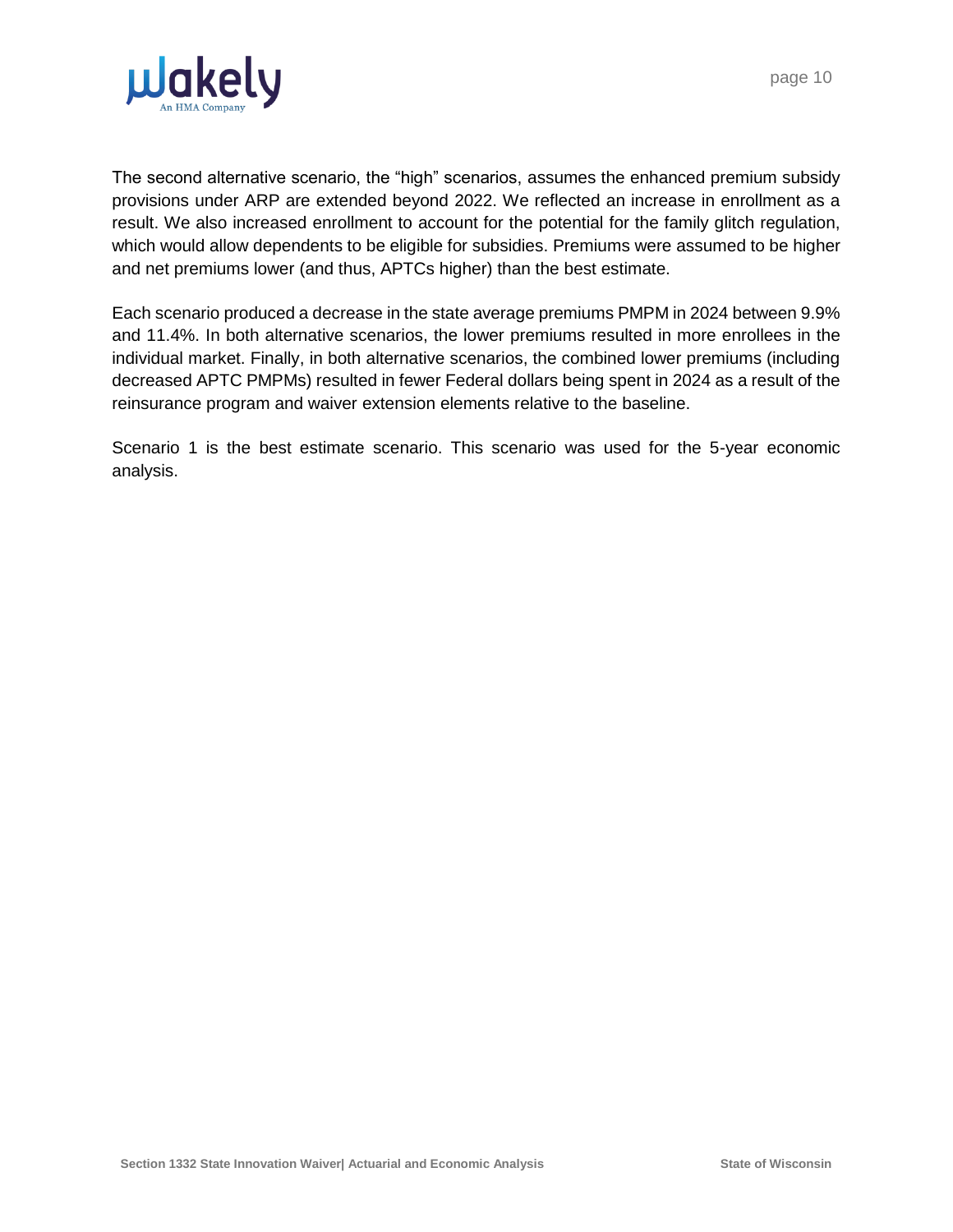The second alternative scenario, the "high" scenarios, assumes the enhanced premium subsidy provisions under ARP are extended beyond 2022. We reflected an increase in enrollment as a result. We also increased enrollment to account for the potential for the family glitch regulation, which would allow dependents to be eligible for subsidies. Premiums were assumed to be higher and net premiums lower (and thus, APTCs higher) than the best estimate.

Each scenario produced a decrease in the state average premiums PMPM in 2024 between 9.9% and 11.4%. In both alternative scenarios, the lower premiums resulted in more enrollees in the individual market. Finally, in both alternative scenarios, the combined lower premiums (including decreased APTC PMPMs) resulted in fewer Federal dollars being spent in 2024 as a result of the reinsurance program and waiver extension elements relative to the baseline.

Scenario 1 is the best estimate scenario. This scenario was used for the 5-year economic analysis.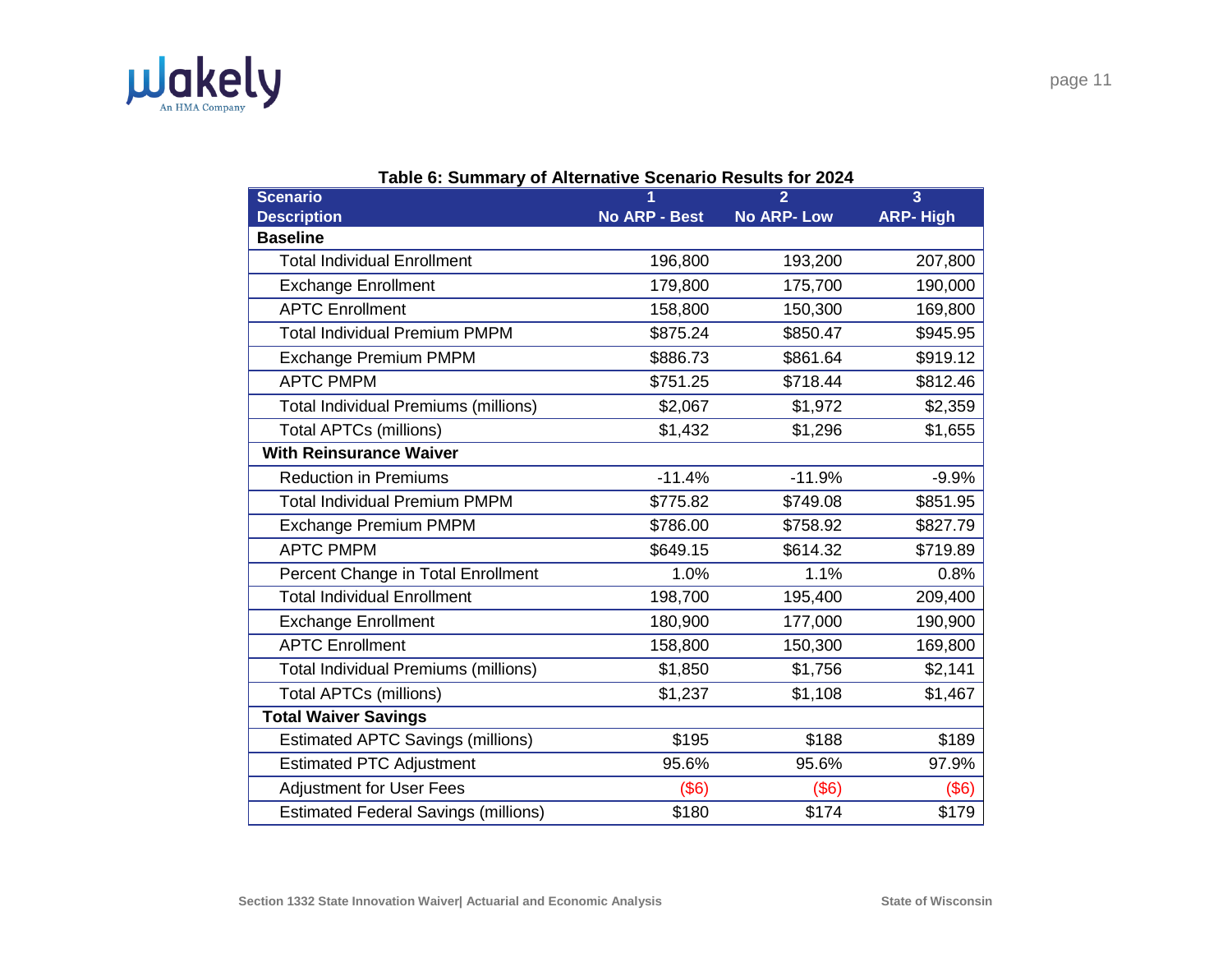**Table 6: Summary of Alternative Scenario Results for 2024**

| Scenario<br>Description | 1<br>No ARP - Best | 2<br>No ARP- Low | 3<br>ARP- High |
|---|---|---|---|
| **Baseline** | | | |
| Total Individual Enrollment | 196,800 | 193,200 | 207,800 |
| Exchange Enrollment | 179,800 | 175,700 | 190,000 |
| APTC Enrollment | 158,800 | 150,300 | 169,800 |
| Total Individual Premium PMPM | $875.24 | $850.47 | $945.95 |
| Exchange Premium PMPM | $886.73 | $861.64 | $919.12 |
| APTC PMPM | $751.25 | $718.44 | $812.46 |
| Total Individual Premiums (millions) | $2,067 | $1,972 | $2,359 |
| Total APTCs (millions) | $1,432 | $1,296 | $1,655 |
| **With Reinsurance Waiver** | | | |
| Reduction in Premiums | -11.4% | -11.9% | -9.9% |
| Total Individual Premium PMPM | $775.82 | $749.08 | $851.95 |
| Exchange Premium PMPM | $786.00 | $758.92 | $827.79 |
| APTC PMPM | $649.15 | $614.32 | $719.89 |
| Percent Change in Total Enrollment | 1.0% | 1.1% | 0.8% |
| Total Individual Enrollment | 198,700 | 195,400 | 209,400 |
| Exchange Enrollment | 180,900 | 177,000 | 190,900 |
| APTC Enrollment | 158,800 | 150,300 | 169,800 |
| Total Individual Premiums (millions) | $1,850 | $1,756 | $2,141 |
| Total APTCs (millions) | $1,237 | $1,108 | $1,467 |
| **Total Waiver Savings** | | | |
| Estimated APTC Savings (millions) | $195 | $188 | $189 |
| Estimated PTC Adjustment | 95.6% | 95.6% | 97.9% |
| Adjustment for User Fees | ($6) | ($6) | ($6) |
| Estimated Federal Savings (millions) | $180 | $174 | $179 |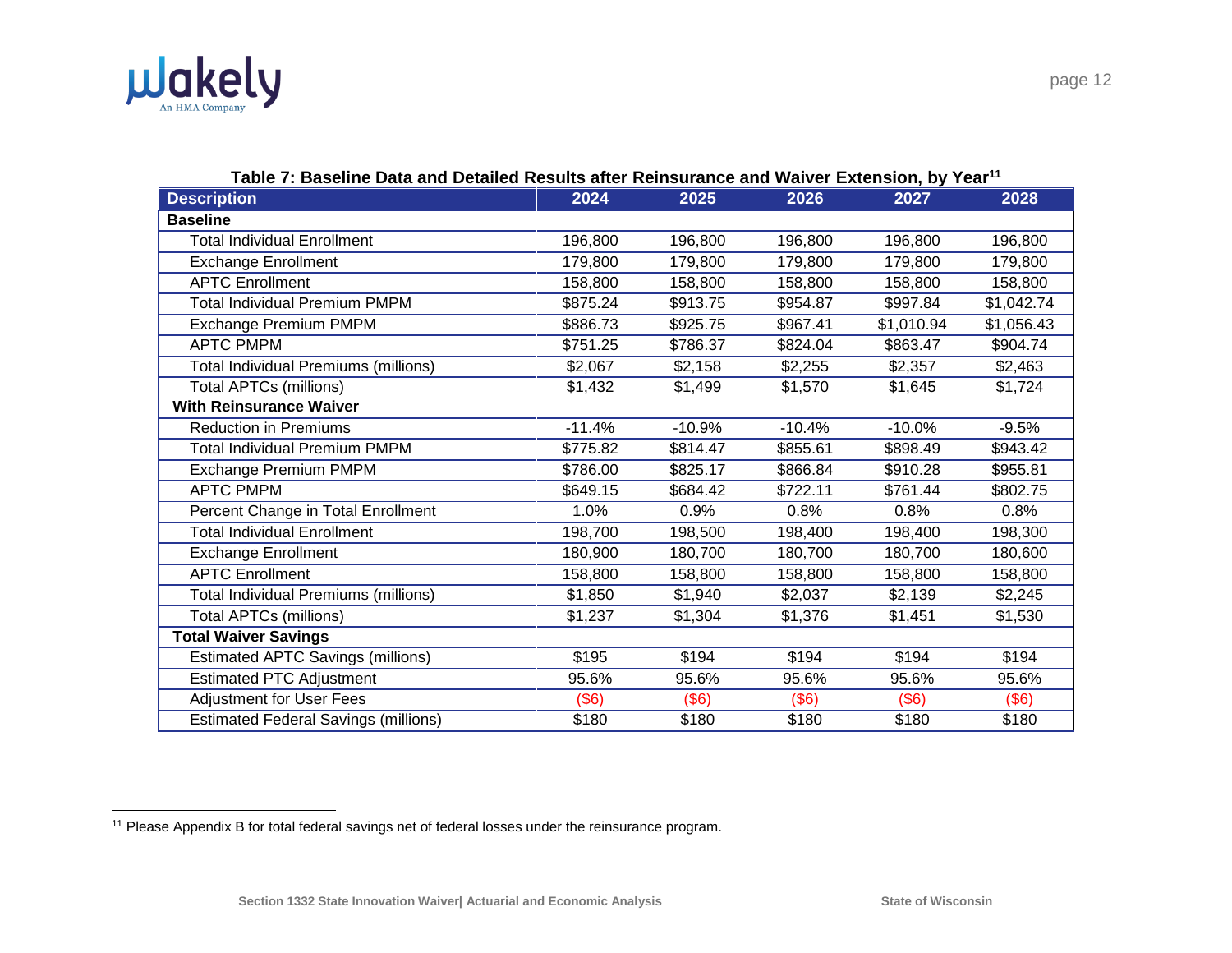**Table 7: Baseline Data and Detailed Results after Reinsurance and Waiver Extension, by Year[11]**

| Description | 2024 | 2025 | 2026 | 2027 | 2028 |
|---|---|---|---|---|---|
| **Baseline** | | | | | |
| Total Individual Enrollment | 196,800 | 196,800 | 196,800 | 196,800 | 196,800 |
| Exchange Enrollment | 179,800 | 179,800 | 179,800 | 179,800 | 179,800 |
| APTC Enrollment | 158,800 | 158,800 | 158,800 | 158,800 | 158,800 |
| Total Individual Premium PMPM | $875.24 | $913.75 | $954.87 | $997.84 | $1,042.74 |
| Exchange Premium PMPM | $886.73 | $925.75 | $967.41 | $1,010.94 | $1,056.43 |
| APTC PMPM | $751.25 | $786.37 | $824.04 | $863.47 | $904.74 |
| Total Individual Premiums (millions) | $2,067 | $2,158 | $2,255 | $2,357 | $2,463 |
| Total APTCs (millions) | $1,432 | $1,499 | $1,570 | $1,645 | $1,724 |
| **With Reinsurance Waiver** | | | | | |
| Reduction in Premiums | -11.4% | -10.9% | -10.4% | -10.0% | -9.5% |
| Total Individual Premium PMPM | $775.82 | $814.47 | $855.61 | $898.49 | $943.42 |
| Exchange Premium PMPM | $786.00 | $825.17 | $866.84 | $910.28 | $955.81 |
| APTC PMPM | $649.15 | $684.42 | $722.11 | $761.44 | $802.75 |
| Percent Change in Total Enrollment | 1.0% | 0.9% | 0.8% | 0.8% | 0.8% |
| Total Individual Enrollment | 198,700 | 198,500 | 198,400 | 198,400 | 198,300 |
| Exchange Enrollment | 180,900 | 180,700 | 180,700 | 180,700 | 180,600 |
| APTC Enrollment | 158,800 | 158,800 | 158,800 | 158,800 | 158,800 |
| Total Individual Premiums (millions) | $1,850 | $1,940 | $2,037 | $2,139 | $2,245 |
| Total APTCs (millions) | $1,237 | $1,304 | $1,376 | $1,451 | $1,530 |
| **Total Waiver Savings** | | | | | |
| Estimated APTC Savings (millions) | $195 | $194 | $194 | $194 | $194 |
| Estimated PTC Adjustment | 95.6% | 95.6% | 95.6% | 95.6% | 95.6% |
| Adjustment for User Fees | ($6) | ($6) | ($6) | ($6) | ($6) |
| Estimated Federal Savings (millions) | $180 | $180 | $180 | $180 | $180 |

[11] Please Appendix B for total federal savings net of federal losses under the reinsurance program.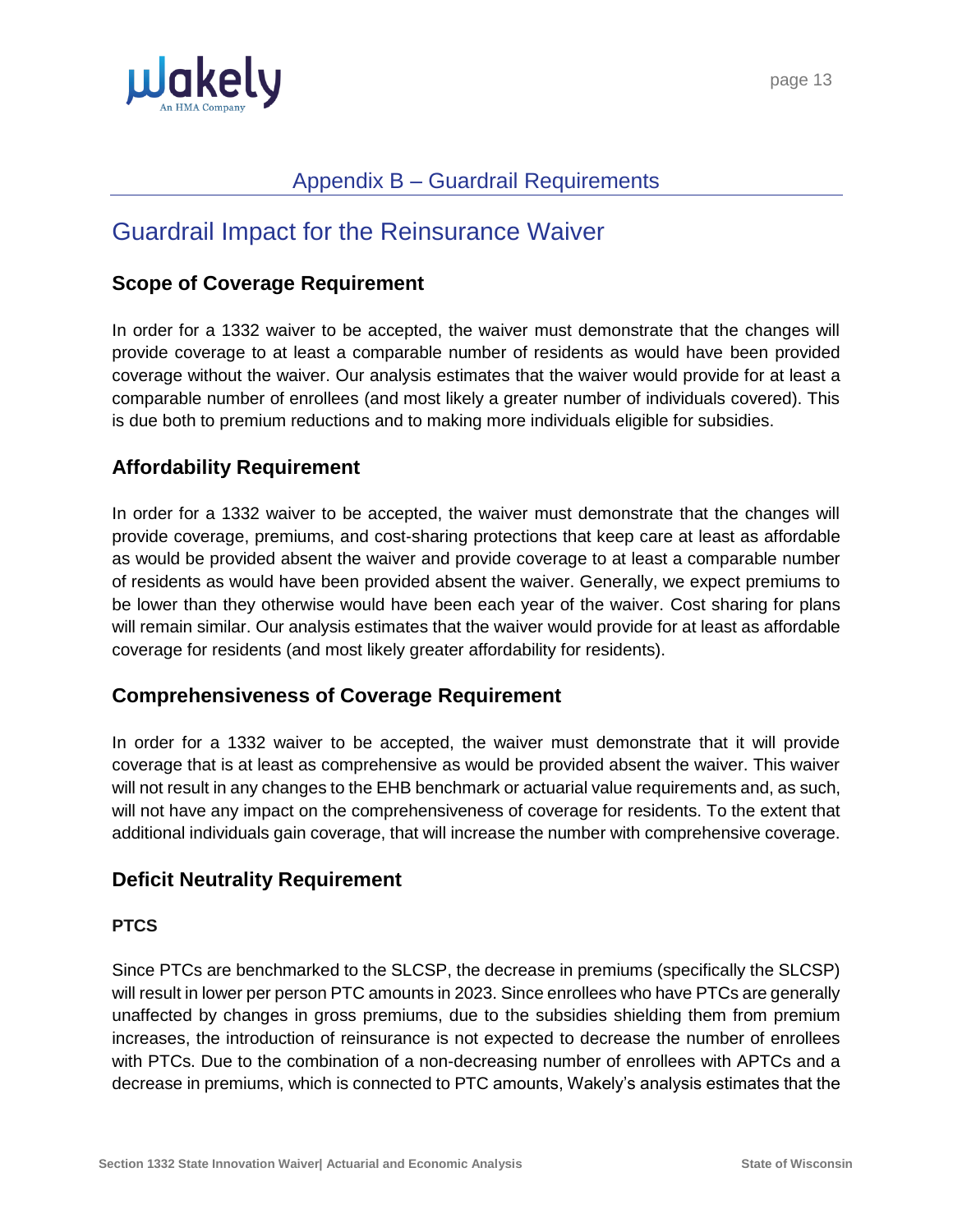## Appendix B – Guardrail Requirements

# Guardrail Impact for the Reinsurance Waiver

### Scope of Coverage Requirement

In order for a 1332 waiver to be accepted, the waiver must demonstrate that the changes will provide coverage to at least a comparable number of residents as would have been provided coverage without the waiver. Our analysis estimates that the waiver would provide for at least a comparable number of enrollees (and most likely a greater number of individuals covered). This is due both to premium reductions and to making more individuals eligible for subsidies.

### Affordability Requirement

In order for a 1332 waiver to be accepted, the waiver must demonstrate that the changes will provide coverage, premiums, and cost-sharing protections that keep care at least as affordable as would be provided absent the waiver and provide coverage to at least a comparable number of residents as would have been provided absent the waiver. Generally, we expect premiums to be lower than they otherwise would have been each year of the waiver. Cost sharing for plans will remain similar. Our analysis estimates that the waiver would provide for at least as affordable coverage for residents (and most likely greater affordability for residents).

### Comprehensiveness of Coverage Requirement

In order for a 1332 waiver to be accepted, the waiver must demonstrate that it will provide coverage that is at least as comprehensive as would be provided absent the waiver. This waiver will not result in any changes to the EHB benchmark or actuarial value requirements and, as such, will not have any impact on the comprehensiveness of coverage for residents. To the extent that additional individuals gain coverage, that will increase the number with comprehensive coverage.

### Deficit Neutrality Requirement

#### PTCS

Since PTCs are benchmarked to the SLCSP, the decrease in premiums (specifically the SLCSP) will result in lower per person PTC amounts in 2023. Since enrollees who have PTCs are generally unaffected by changes in gross premiums, due to the subsidies shielding them from premium increases, the introduction of reinsurance is not expected to decrease the number of enrollees with PTCs. Due to the combination of a non-decreasing number of enrollees with APTCs and a decrease in premiums, which is connected to PTC amounts, Wakely's analysis estimates that the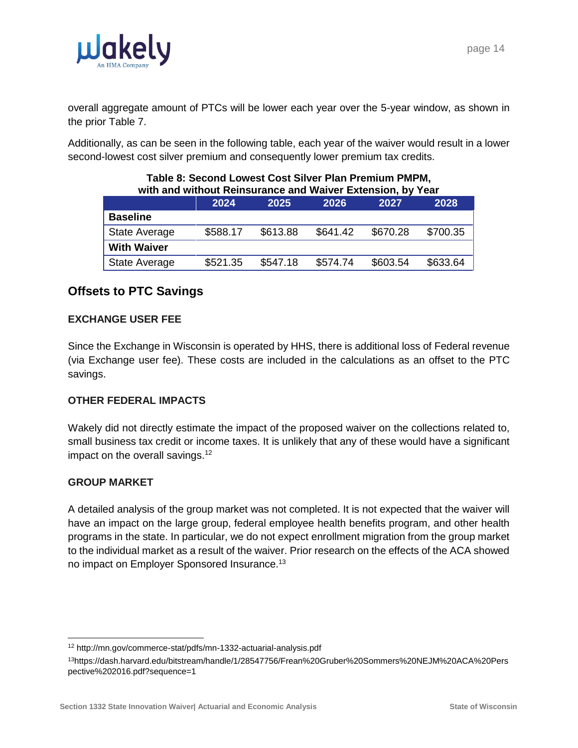overall aggregate amount of PTCs will be lower each year over the 5-year window, as shown in the prior Table 7.

Additionally, as can be seen in the following table, each year of the waiver would result in a lower second-lowest cost silver premium and consequently lower premium tax credits.

**Table 8: Second Lowest Cost Silver Plan Premium PMPM, with and without Reinsurance and Waiver Extension, by Year**

| | 2024 | 2025 | 2026 | 2027 | 2028 |
|---|---|---|---|---|---|
| **Baseline** | | | | | |
| State Average | $588.17 | $613.88 | $641.42 | $670.28 | $700.35 |
| **With Waiver** | | | | | |
| State Average | $521.35 | $547.18 | $574.74 | $603.54 | $633.64 |

## Offsets to PTC Savings

### EXCHANGE USER FEE

Since the Exchange in Wisconsin is operated by HHS, there is additional loss of Federal revenue (via Exchange user fee). These costs are included in the calculations as an offset to the PTC savings.

### OTHER FEDERAL IMPACTS

Wakely did not directly estimate the impact of the proposed waiver on the collections related to, small business tax credit or income taxes. It is unlikely that any of these would have a significant impact on the overall savings.[12]

### GROUP MARKET

A detailed analysis of the group market was not completed. It is not expected that the waiver will have an impact on the large group, federal employee health benefits program, and other health programs in the state. In particular, we do not expect enrollment migration from the group market to the individual market as a result of the waiver. Prior research on the effects of the ACA showed no impact on Employer Sponsored Insurance.[13]

---

[12] http://mn.gov/commerce-stat/pdfs/mn-1332-actuarial-analysis.pdf

[13] https://dash.harvard.edu/bitstream/handle/1/28547756/Frean%20Gruber%20Sommers%20NEJM%20ACA%20Perspective%202016.pdf?sequence=1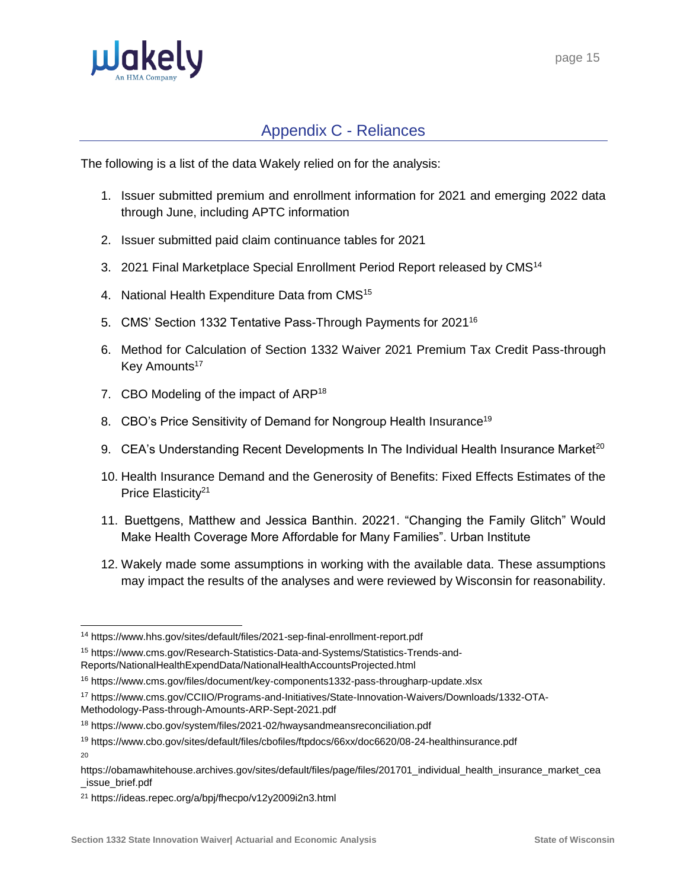## Appendix C - Reliances

The following is a list of the data Wakely relied on for the analysis:

1. Issuer submitted premium and enrollment information for 2021 and emerging 2022 data through June, including APTC information
2. Issuer submitted paid claim continuance tables for 2021
3. 2021 Final Marketplace Special Enrollment Period Report released by CMS[14]
4. National Health Expenditure Data from CMS[15]
5. CMS' Section 1332 Tentative Pass-Through Payments for 2021[16]
6. Method for Calculation of Section 1332 Waiver 2021 Premium Tax Credit Pass-through Key Amounts[17]
7. CBO Modeling of the impact of ARP[18]
8. CBO's Price Sensitivity of Demand for Nongroup Health Insurance[19]
9. CEA's Understanding Recent Developments In The Individual Health Insurance Market[20]
10. Health Insurance Demand and the Generosity of Benefits: Fixed Effects Estimates of the Price Elasticity[21]
11. Buettgens, Matthew and Jessica Banthin. 20221. "Changing the Family Glitch" Would Make Health Coverage More Affordable for Many Families". Urban Institute
12. Wakely made some assumptions in working with the available data. These assumptions may impact the results of the analyses and were reviewed by Wisconsin for reasonability.

---

[14] https://www.hhs.gov/sites/default/files/2021-sep-final-enrollment-report.pdf

[15] https://www.cms.gov/Research-Statistics-Data-and-Systems/Statistics-Trends-and-Reports/NationalHealthExpendData/NationalHealthAccountsProjected.html

[16] https://www.cms.gov/files/document/key-components1332-pass-througharp-update.xlsx

[17] https://www.cms.gov/CCIIO/Programs-and-Initiatives/State-Innovation-Waivers/Downloads/1332-OTA-Methodology-Pass-through-Amounts-ARP-Sept-2021.pdf

[18] https://www.cbo.gov/system/files/2021-02/hwaysandmeansreconciliation.pdf

[19] https://www.cbo.gov/sites/default/files/cbofiles/ftpdocs/66xx/doc6620/08-24-healthinsurance.pdf

[20] https://obamawhitehouse.archives.gov/sites/default/files/page/files/201701_individual_health_insurance_market_cea_issue_brief.pdf

[21] https://ideas.repec.org/a/bpj/fhecpo/v12y2009i2n3.html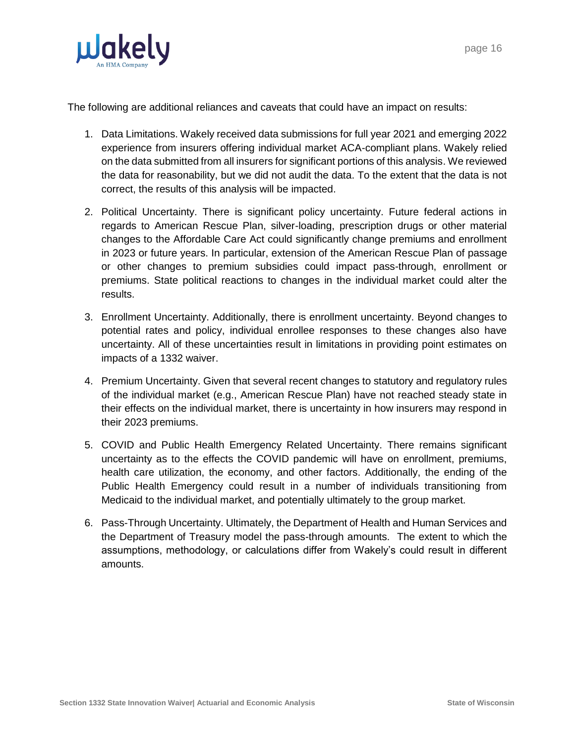The following are additional reliances and caveats that could have an impact on results:

1. Data Limitations. Wakely received data submissions for full year 2021 and emerging 2022 experience from insurers offering individual market ACA-compliant plans. Wakely relied on the data submitted from all insurers for significant portions of this analysis. We reviewed the data for reasonability, but we did not audit the data. To the extent that the data is not correct, the results of this analysis will be impacted.

2. Political Uncertainty. There is significant policy uncertainty. Future federal actions in regards to American Rescue Plan, silver-loading, prescription drugs or other material changes to the Affordable Care Act could significantly change premiums and enrollment in 2023 or future years. In particular, extension of the American Rescue Plan of passage or other changes to premium subsidies could impact pass-through, enrollment or premiums. State political reactions to changes in the individual market could alter the results.

3. Enrollment Uncertainty. Additionally, there is enrollment uncertainty. Beyond changes to potential rates and policy, individual enrollee responses to these changes also have uncertainty. All of these uncertainties result in limitations in providing point estimates on impacts of a 1332 waiver.

4. Premium Uncertainty. Given that several recent changes to statutory and regulatory rules of the individual market (e.g., American Rescue Plan) have not reached steady state in their effects on the individual market, there is uncertainty in how insurers may respond in their 2023 premiums.

5. COVID and Public Health Emergency Related Uncertainty. There remains significant uncertainty as to the effects the COVID pandemic will have on enrollment, premiums, health care utilization, the economy, and other factors. Additionally, the ending of the Public Health Emergency could result in a number of individuals transitioning from Medicaid to the individual market, and potentially ultimately to the group market.

6. Pass-Through Uncertainty. Ultimately, the Department of Health and Human Services and the Department of Treasury model the pass-through amounts. The extent to which the assumptions, methodology, or calculations differ from Wakely's could result in different amounts.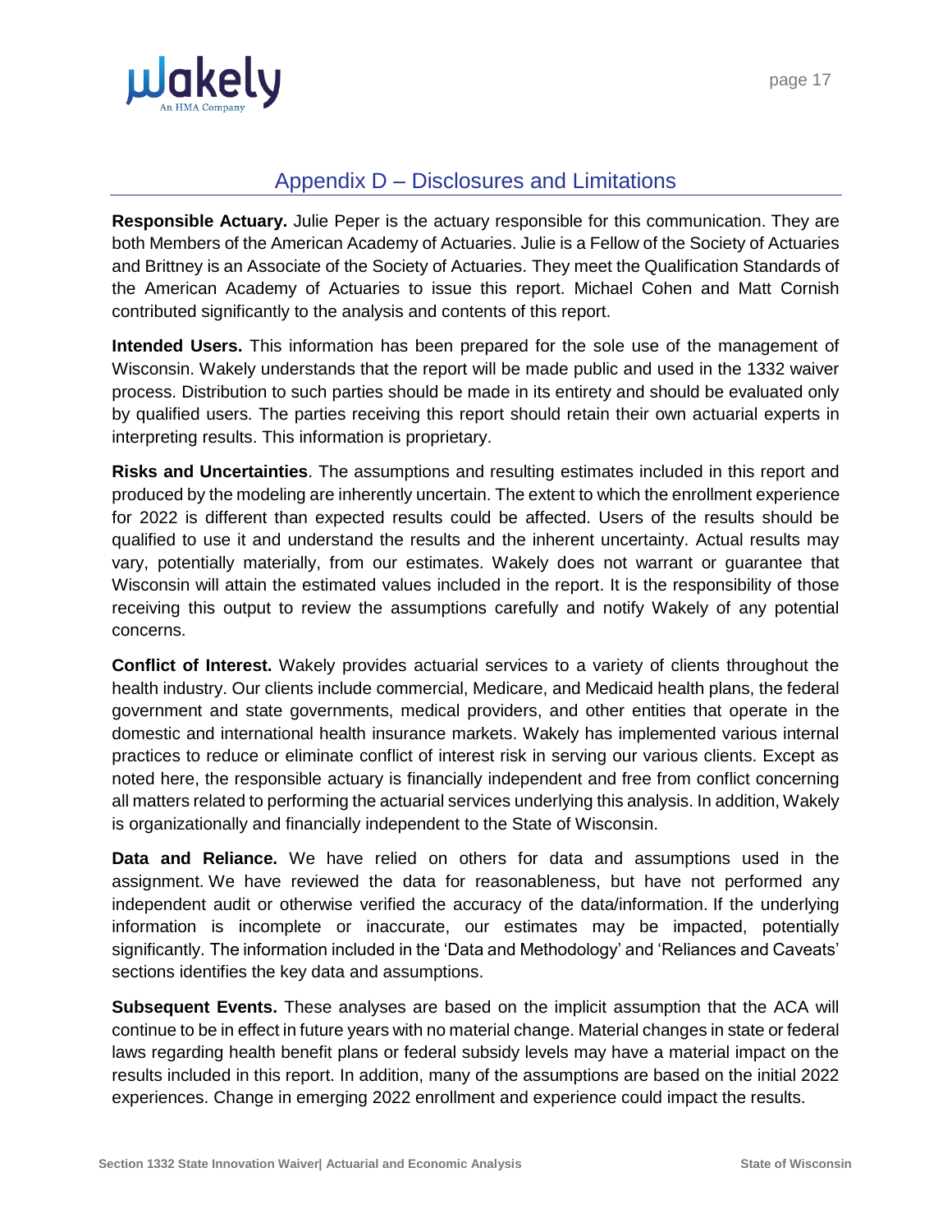## Appendix D – Disclosures and Limitations

**Responsible Actuary.** Julie Peper is the actuary responsible for this communication. They are both Members of the American Academy of Actuaries. Julie is a Fellow of the Society of Actuaries and Brittney is an Associate of the Society of Actuaries. They meet the Qualification Standards of the American Academy of Actuaries to issue this report. Michael Cohen and Matt Cornish contributed significantly to the analysis and contents of this report.

**Intended Users.** This information has been prepared for the sole use of the management of Wisconsin. Wakely understands that the report will be made public and used in the 1332 waiver process. Distribution to such parties should be made in its entirety and should be evaluated only by qualified users. The parties receiving this report should retain their own actuarial experts in interpreting results. This information is proprietary.

**Risks and Uncertainties**. The assumptions and resulting estimates included in this report and produced by the modeling are inherently uncertain. The extent to which the enrollment experience for 2022 is different than expected results could be affected. Users of the results should be qualified to use it and understand the results and the inherent uncertainty. Actual results may vary, potentially materially, from our estimates. Wakely does not warrant or guarantee that Wisconsin will attain the estimated values included in the report. It is the responsibility of those receiving this output to review the assumptions carefully and notify Wakely of any potential concerns.

**Conflict of Interest.** Wakely provides actuarial services to a variety of clients throughout the health industry. Our clients include commercial, Medicare, and Medicaid health plans, the federal government and state governments, medical providers, and other entities that operate in the domestic and international health insurance markets. Wakely has implemented various internal practices to reduce or eliminate conflict of interest risk in serving our various clients. Except as noted here, the responsible actuary is financially independent and free from conflict concerning all matters related to performing the actuarial services underlying this analysis. In addition, Wakely is organizationally and financially independent to the State of Wisconsin.

**Data and Reliance.** We have relied on others for data and assumptions used in the assignment. We have reviewed the data for reasonableness, but have not performed any independent audit or otherwise verified the accuracy of the data/information. If the underlying information is incomplete or inaccurate, our estimates may be impacted, potentially significantly. The information included in the 'Data and Methodology' and 'Reliances and Caveats' sections identifies the key data and assumptions.

**Subsequent Events.** These analyses are based on the implicit assumption that the ACA will continue to be in effect in future years with no material change. Material changes in state or federal laws regarding health benefit plans or federal subsidy levels may have a material impact on the results included in this report. In addition, many of the assumptions are based on the initial 2022 experiences. Change in emerging 2022 enrollment and experience could impact the results.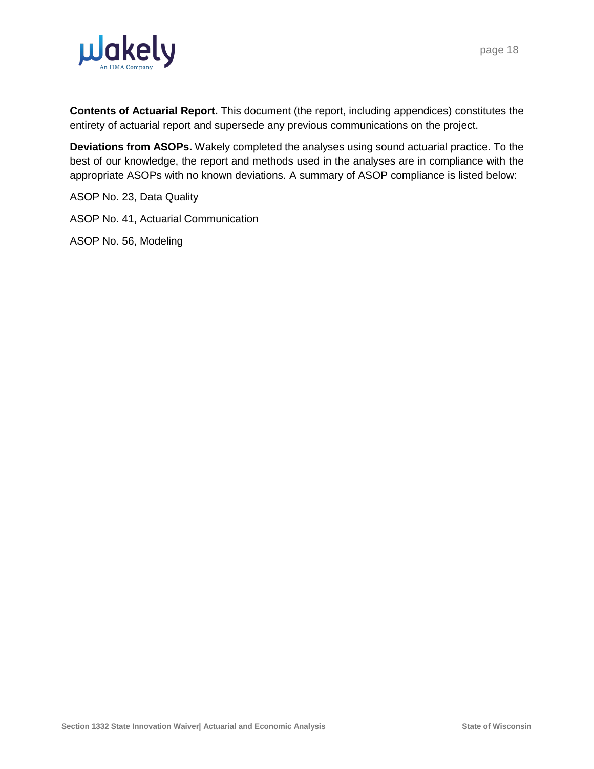**Contents of Actuarial Report.** This document (the report, including appendices) constitutes the entirety of actuarial report and supersede any previous communications on the project.

**Deviations from ASOPs.** Wakely completed the analyses using sound actuarial practice. To the best of our knowledge, the report and methods used in the analyses are in compliance with the appropriate ASOPs with no known deviations. A summary of ASOP compliance is listed below:

ASOP No. 23, Data Quality

ASOP No. 41, Actuarial Communication

ASOP No. 56, Modeling